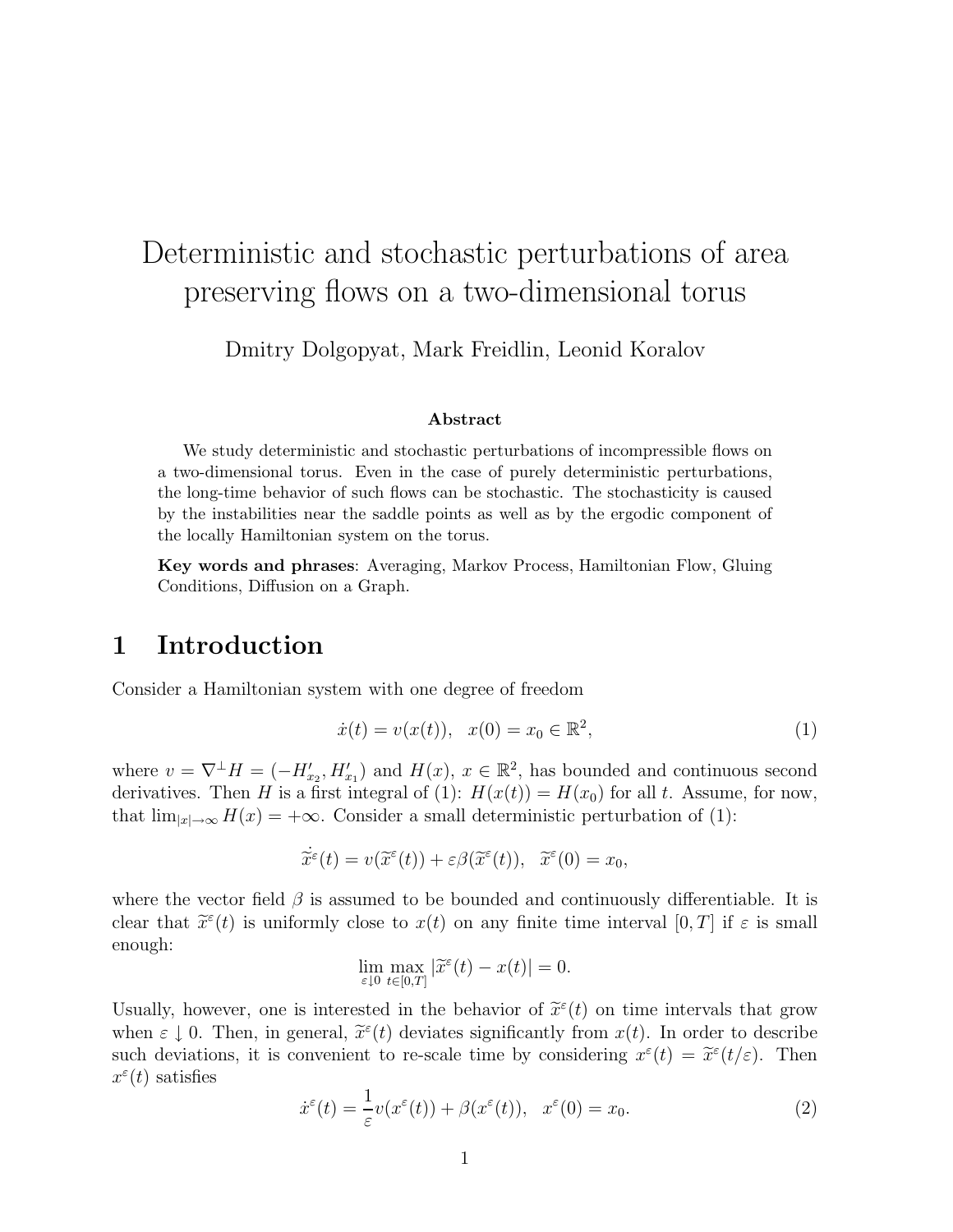# Deterministic and stochastic perturbations of area preserving flows on a two-dimensional torus

Dmitry Dolgopyat, Mark Freidlin, Leonid Koralov

### Abstract

We study deterministic and stochastic perturbations of incompressible flows on a two-dimensional torus. Even in the case of purely deterministic perturbations, the long-time behavior of such flows can be stochastic. The stochasticity is caused by the instabilities near the saddle points as well as by the ergodic component of the locally Hamiltonian system on the torus.

**Key words and phrases**: Averaging, Markov Process, Hamiltonian Flow, Gluing Conditions, Diffusion on a Graph.

## 1 Introduction

Consider a Hamiltonian system with one degree of freedom

$$\dot{x}(t) = v(x(t)), \quad x(0) = x_0 \in \mathbb{R}^2, \tag{1}$$

where $v = \nabla^\perp H = (-H'_{x_2}, H'_{x_1})$ and $H(x)$, $x \in \mathbb{R}^2$, has bounded and continuous second derivatives. Then $H$ is a first integral of (1): $H(x(t)) = H(x_0)$ for all $t$. Assume, for now, that $\lim_{|x|\to\infty} H(x) = +\infty$. Consider a small deterministic perturbation of (1):

$$\dot{\widetilde{x}}^\varepsilon(t) = v(\widetilde{x}^\varepsilon(t)) + \varepsilon\beta(\widetilde{x}^\varepsilon(t)), \quad \widetilde{x}^\varepsilon(0) = x_0,$$

where the vector field $\beta$ is assumed to be bounded and continuously differentiable. It is clear that $\widetilde{x}^\varepsilon(t)$ is uniformly close to $x(t)$ on any finite time interval $[0, T]$ if $\varepsilon$ is small enough:

$$\lim_{\varepsilon \downarrow 0} \max_{t \in [0,T]} |\widetilde{x}^\varepsilon(t) - x(t)| = 0.$$

Usually, however, one is interested in the behavior of $\widetilde{x}^\varepsilon(t)$ on time intervals that grow when $\varepsilon \downarrow 0$. Then, in general, $\widetilde{x}^\varepsilon(t)$ deviates significantly from $x(t)$. In order to describe such deviations, it is convenient to re-scale time by considering $x^\varepsilon(t) = \widetilde{x}^\varepsilon(t/\varepsilon)$. Then $x^\varepsilon(t)$ satisfies

$$\dot{x}^\varepsilon(t) = \frac{1}{\varepsilon} v(x^\varepsilon(t)) + \beta(x^\varepsilon(t)), \quad x^\varepsilon(0) = x_0. \tag{2}$$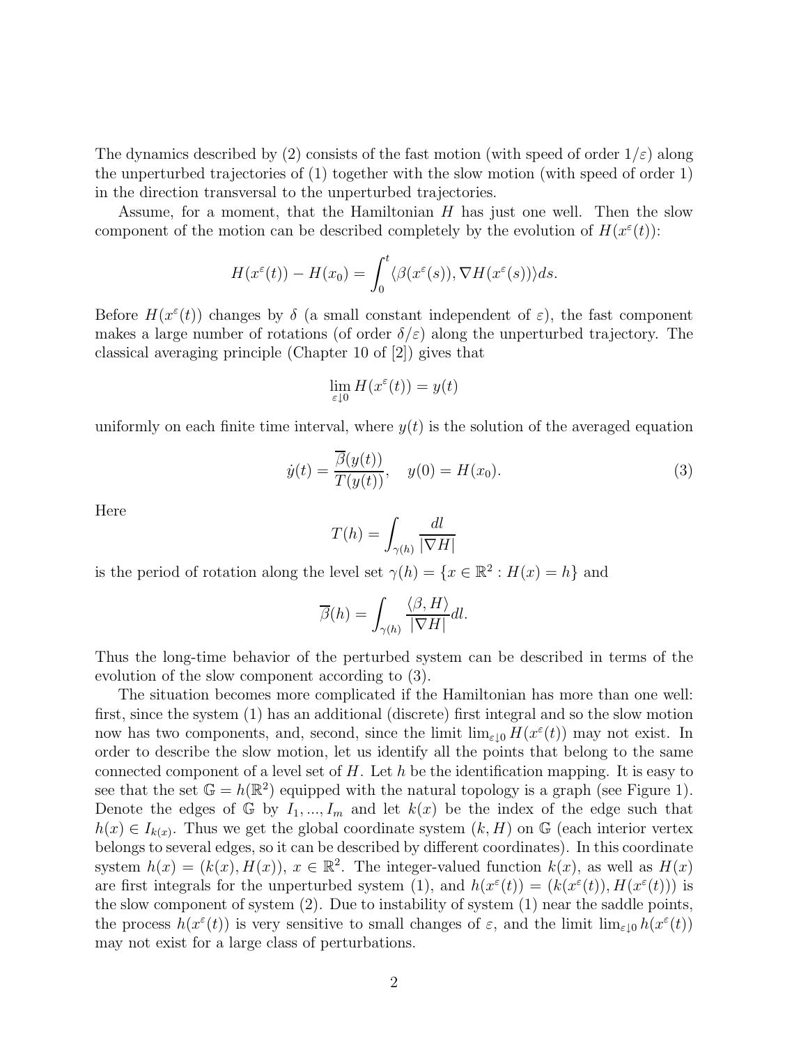The dynamics described by (2) consists of the fast motion (with speed of order $1/\varepsilon$) along the unperturbed trajectories of (1) together with the slow motion (with speed of order 1) in the direction transversal to the unperturbed trajectories.

Assume, for a moment, that the Hamiltonian $H$ has just one well. Then the slow component of the motion can be described completely by the evolution of $H(x^\varepsilon(t))$:

$$H(x^\varepsilon(t)) - H(x_0) = \int_0^t \langle \beta(x^\varepsilon(s)), \nabla H(x^\varepsilon(s)) \rangle ds.$$

Before $H(x^\varepsilon(t))$ changes by $\delta$ (a small constant independent of $\varepsilon$), the fast component makes a large number of rotations (of order $\delta/\varepsilon$) along the unperturbed trajectory. The classical averaging principle (Chapter 10 of [2]) gives that

$$\lim_{\varepsilon \downarrow 0} H(x^\varepsilon(t)) = y(t)$$

uniformly on each finite time interval, where $y(t)$ is the solution of the averaged equation

$$\dot{y}(t) = \frac{\overline{\beta}(y(t))}{T(y(t))}, \quad y(0) = H(x_0). \tag{3}$$

Here

$$T(h) = \int_{\gamma(h)} \frac{dl}{|\nabla H|}$$

is the period of rotation along the level set $\gamma(h) = \{x \in \mathbb{R}^2 : H(x) = h\}$ and

$$\overline{\beta}(h) = \int_{\gamma(h)} \frac{\langle \beta, H \rangle}{|\nabla H|} dl.$$

Thus the long-time behavior of the perturbed system can be described in terms of the evolution of the slow component according to (3).

The situation becomes more complicated if the Hamiltonian has more than one well: first, since the system (1) has an additional (discrete) first integral and so the slow motion now has two components, and, second, since the limit $\lim_{\varepsilon \downarrow 0} H(x^\varepsilon(t))$ may not exist. In order to describe the slow motion, let us identify all the points that belong to the same connected component of a level set of $H$. Let $h$ be the identification mapping. It is easy to see that the set $\mathbb{G} = h(\mathbb{R}^2)$ equipped with the natural topology is a graph (see Figure 1). Denote the edges of $\mathbb{G}$ by $I_1, ..., I_m$ and let $k(x)$ be the index of the edge such that $h(x) \in I_{k(x)}$. Thus we get the global coordinate system $(k, H)$ on $\mathbb{G}$ (each interior vertex belongs to several edges, so it can be described by different coordinates). In this coordinate system $h(x) = (k(x), H(x))$, $x \in \mathbb{R}^2$. The integer-valued function $k(x)$, as well as $H(x)$ are first integrals for the unperturbed system (1), and $h(x^\varepsilon(t)) = (k(x^\varepsilon(t)), H(x^\varepsilon(t)))$ is the slow component of system (2). Due to instability of system (1) near the saddle points, the process $h(x^\varepsilon(t))$ is very sensitive to small changes of $\varepsilon$, and the limit $\lim_{\varepsilon \downarrow 0} h(x^\varepsilon(t))$ may not exist for a large class of perturbations.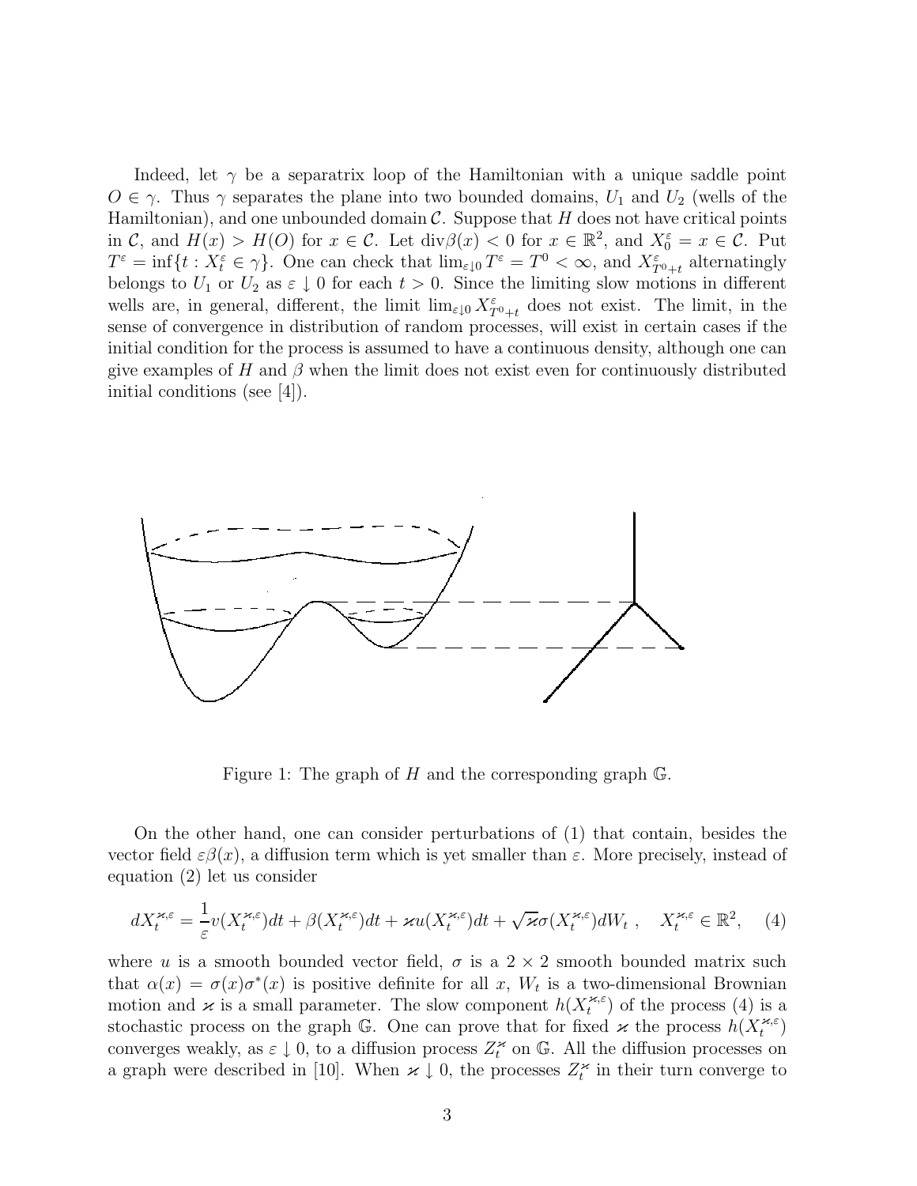Indeed, let $\gamma$ be a separatrix loop of the Hamiltonian with a unique saddle point $O \in \gamma$. Thus $\gamma$ separates the plane into two bounded domains, $U_1$ and $U_2$ (wells of the Hamiltonian), and one unbounded domain $\mathcal{C}$. Suppose that $H$ does not have critical points in $\mathcal{C}$, and $H(x) > H(O)$ for $x \in \mathcal{C}$. Let $\text{div}\beta(x) < 0$ for $x \in \mathbb{R}^2$, and $X_0^\varepsilon = x \in \mathcal{C}$. Put $T^\varepsilon = \inf\{t : X_t^\varepsilon \in \gamma\}$. One can check that $\lim_{\varepsilon \downarrow 0} T^\varepsilon = T^0 < \infty$, and $X^\varepsilon_{T^0+t}$ alternatingly belongs to $U_1$ or $U_2$ as $\varepsilon \downarrow 0$ for each $t > 0$. Since the limiting slow motions in different wells are, in general, different, the limit $\lim_{\varepsilon \downarrow 0} X^\varepsilon_{T^0+t}$ does not exist. The limit, in the sense of convergence in distribution of random processes, will exist in certain cases if the initial condition for the process is assumed to have a continuous density, although one can give examples of $H$ and $\beta$ when the limit does not exist even for continuously distributed initial conditions (see [4]).

Figure 1: The graph of $H$ and the corresponding graph $\mathbb{G}$.

On the other hand, one can consider perturbations of (1) that contain, besides the vector field $\varepsilon\beta(x)$, a diffusion term which is yet smaller than $\varepsilon$. More precisely, instead of equation (2) let us consider

$$dX_t^{\varkappa,\varepsilon} = \frac{1}{\varepsilon}v(X_t^{\varkappa,\varepsilon})dt + \beta(X_t^{\varkappa,\varepsilon})dt + \varkappa u(X_t^{\varkappa,\varepsilon})dt + \sqrt{\varkappa}\sigma(X_t^{\varkappa,\varepsilon})dW_t\ , \quad X_t^{\varkappa,\varepsilon} \in \mathbb{R}^2, \quad (4)$$

where $u$ is a smooth bounded vector field, $\sigma$ is a $2 \times 2$ smooth bounded matrix such that $\alpha(x) = \sigma(x)\sigma^*(x)$ is positive definite for all $x$, $W_t$ is a two-dimensional Brownian motion and $\varkappa$ is a small parameter. The slow component $h(X_t^{\varkappa,\varepsilon})$ of the process (4) is a stochastic process on the graph $\mathbb{G}$. One can prove that for fixed $\varkappa$ the process $h(X_t^{\varkappa,\varepsilon})$ converges weakly, as $\varepsilon \downarrow 0$, to a diffusion process $Z_t^\varkappa$ on $\mathbb{G}$. All the diffusion processes on a graph were described in [10]. When $\varkappa \downarrow 0$, the processes $Z_t^\varkappa$ in their turn converge to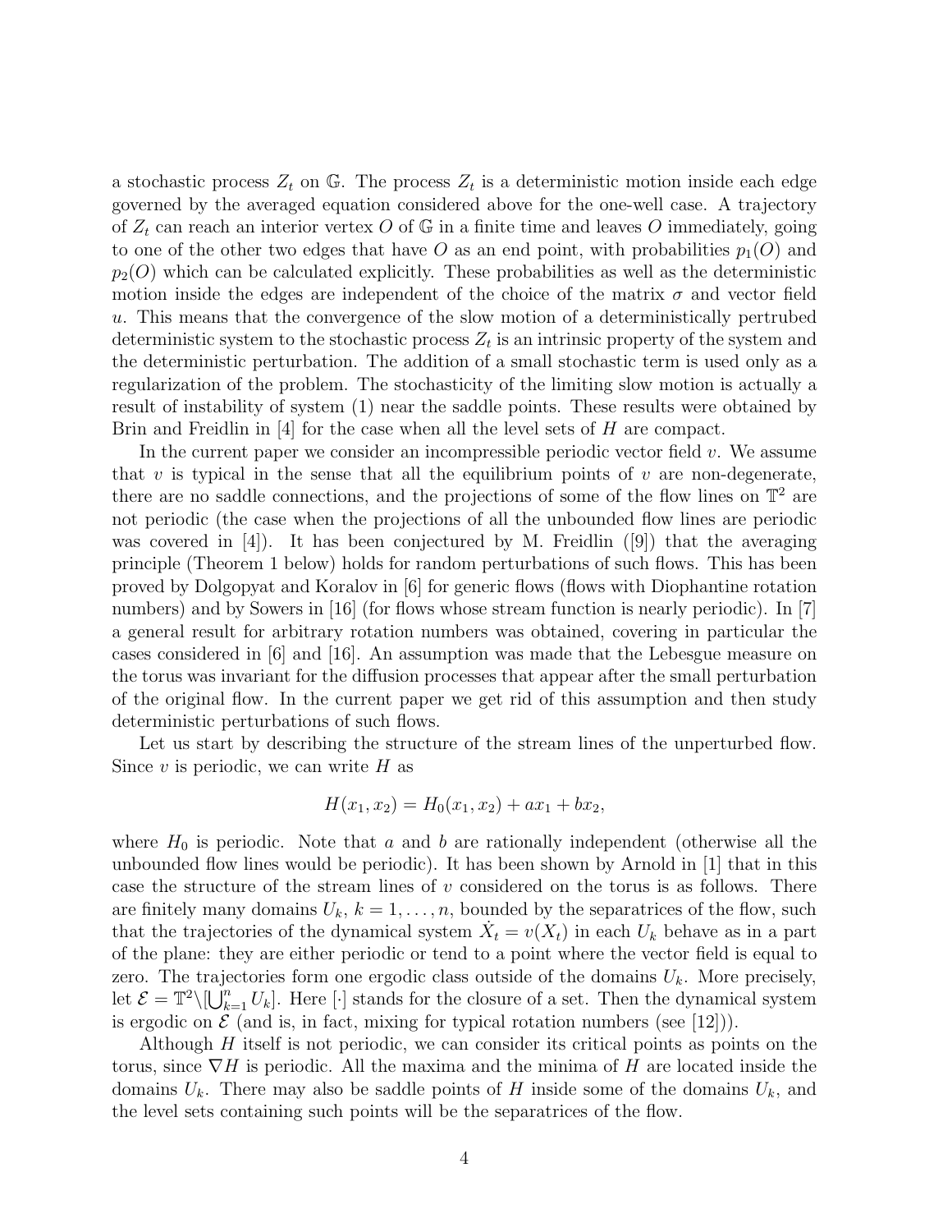a stochastic process $Z_t$ on $\mathbb{G}$. The process $Z_t$ is a deterministic motion inside each edge governed by the averaged equation considered above for the one-well case. A trajectory of $Z_t$ can reach an interior vertex $O$ of $\mathbb{G}$ in a finite time and leaves $O$ immediately, going to one of the other two edges that have $O$ as an end point, with probabilities $p_1(O)$ and $p_2(O)$ which can be calculated explicitly. These probabilities as well as the deterministic motion inside the edges are independent of the choice of the matrix $\sigma$ and vector field $u$. This means that the convergence of the slow motion of a deterministically pertrubed deterministic system to the stochastic process $Z_t$ is an intrinsic property of the system and the deterministic perturbation. The addition of a small stochastic term is used only as a regularization of the problem. The stochasticity of the limiting slow motion is actually a result of instability of system (1) near the saddle points. These results were obtained by Brin and Freidlin in [4] for the case when all the level sets of $H$ are compact.

In the current paper we consider an incompressible periodic vector field $v$. We assume that $v$ is typical in the sense that all the equilibrium points of $v$ are non-degenerate, there are no saddle connections, and the projections of some of the flow lines on $\mathbb{T}^2$ are not periodic (the case when the projections of all the unbounded flow lines are periodic was covered in [4]). It has been conjectured by M. Freidlin ([9]) that the averaging principle (Theorem 1 below) holds for random perturbations of such flows. This has been proved by Dolgopyat and Koralov in [6] for generic flows (flows with Diophantine rotation numbers) and by Sowers in [16] (for flows whose stream function is nearly periodic). In [7] a general result for arbitrary rotation numbers was obtained, covering in particular the cases considered in [6] and [16]. An assumption was made that the Lebesgue measure on the torus was invariant for the diffusion processes that appear after the small perturbation of the original flow. In the current paper we get rid of this assumption and then study deterministic perturbations of such flows.

Let us start by describing the structure of the stream lines of the unperturbed flow. Since $v$ is periodic, we can write $H$ as

$$H(x_1, x_2) = H_0(x_1, x_2) + ax_1 + bx_2,$$

where $H_0$ is periodic. Note that $a$ and $b$ are rationally independent (otherwise all the unbounded flow lines would be periodic). It has been shown by Arnold in [1] that in this case the structure of the stream lines of $v$ considered on the torus is as follows. There are finitely many domains $U_k$, $k = 1, \ldots, n$, bounded by the separatrices of the flow, such that the trajectories of the dynamical system $\dot{X}_t = v(X_t)$ in each $U_k$ behave as in a part of the plane: they are either periodic or tend to a point where the vector field is equal to zero. The trajectories form one ergodic class outside of the domains $U_k$. More precisely, let $\mathcal{E} = \mathbb{T}^2 \setminus [\bigcup_{k=1}^n U_k]$. Here $[\cdot]$ stands for the closure of a set. Then the dynamical system is ergodic on $\mathcal{E}$ (and is, in fact, mixing for typical rotation numbers (see [12])).

Although $H$ itself is not periodic, we can consider its critical points as points on the torus, since $\nabla H$ is periodic. All the maxima and the minima of $H$ are located inside the domains $U_k$. There may also be saddle points of $H$ inside some of the domains $U_k$, and the level sets containing such points will be the separatrices of the flow.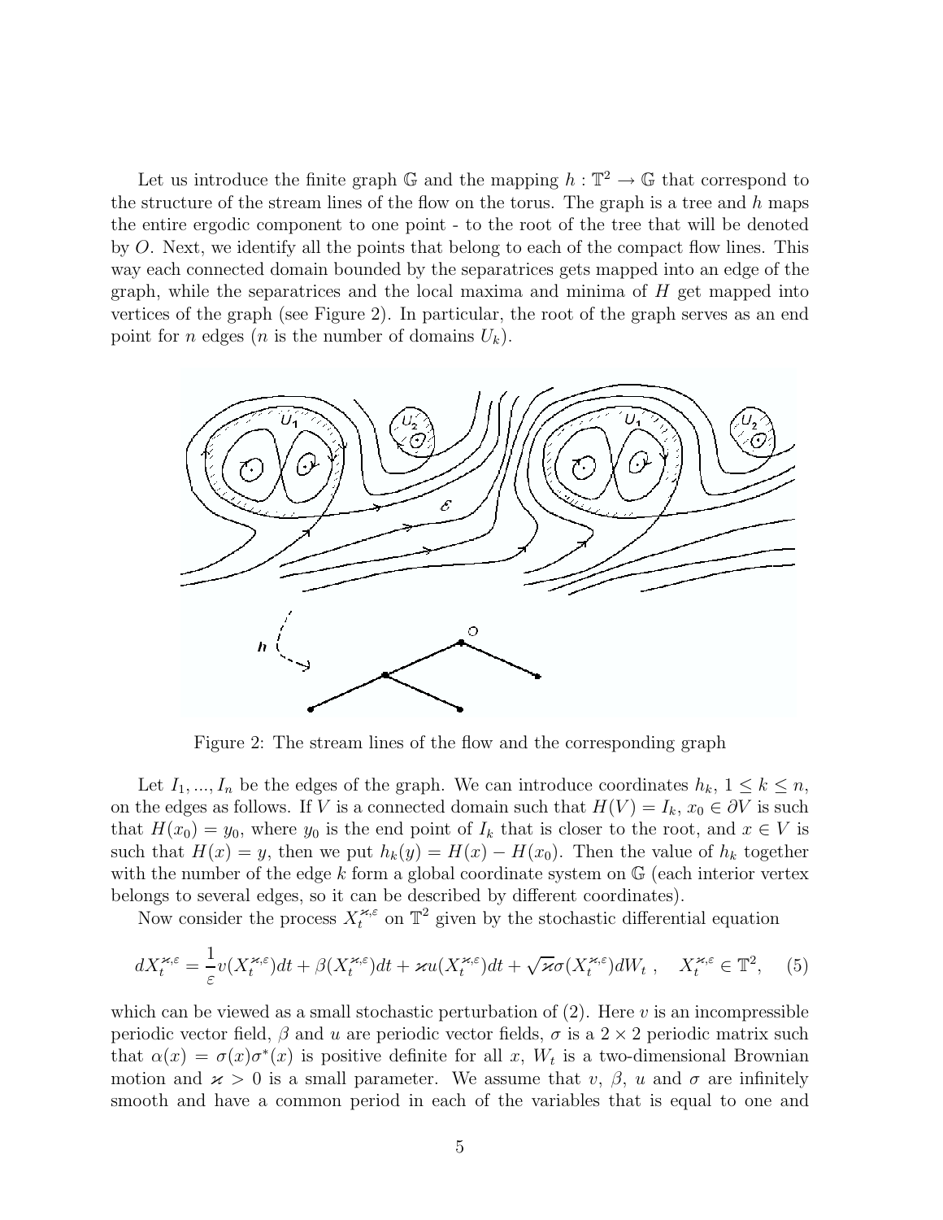Let us introduce the finite graph $\mathbb{G}$ and the mapping $h : \mathbb{T}^2 \to \mathbb{G}$ that correspond to the structure of the stream lines of the flow on the torus. The graph is a tree and $h$ maps the entire ergodic component to one point - to the root of the tree that will be denoted by $O$. Next, we identify all the points that belong to each of the compact flow lines. This way each connected domain bounded by the separatrices gets mapped into an edge of the graph, while the separatrices and the local maxima and minima of $H$ get mapped into vertices of the graph (see Figure 2). In particular, the root of the graph serves as an end point for $n$ edges ($n$ is the number of domains $U_k$).

Figure 2: The stream lines of the flow and the corresponding graph

Let $I_1, ..., I_n$ be the edges of the graph. We can introduce coordinates $h_k$, $1 \leq k \leq n$, on the edges as follows. If $V$ is a connected domain such that $H(V) = I_k$, $x_0 \in \partial V$ is such that $H(x_0) = y_0$, where $y_0$ is the end point of $I_k$ that is closer to the root, and $x \in V$ is such that $H(x) = y$, then we put $h_k(y) = H(x) - H(x_0)$. Then the value of $h_k$ together with the number of the edge $k$ form a global coordinate system on $\mathbb{G}$ (each interior vertex belongs to several edges, so it can be described by different coordinates).

Now consider the process $X_t^{\varkappa,\varepsilon}$ on $\mathbb{T}^2$ given by the stochastic differential equation

$$dX_t^{\varkappa,\varepsilon} = \frac{1}{\varepsilon} v(X_t^{\varkappa,\varepsilon})dt + \beta(X_t^{\varkappa,\varepsilon})dt + \varkappa u(X_t^{\varkappa,\varepsilon})dt + \sqrt{\varkappa}\sigma(X_t^{\varkappa,\varepsilon})dW_t \ , \quad X_t^{\varkappa,\varepsilon} \in \mathbb{T}^2, \quad (5)$$

which can be viewed as a small stochastic perturbation of (2). Here $v$ is an incompressible periodic vector field, $\beta$ and $u$ are periodic vector fields, $\sigma$ is a $2 \times 2$ periodic matrix such that $\alpha(x) = \sigma(x)\sigma^*(x)$ is positive definite for all $x$, $W_t$ is a two-dimensional Brownian motion and $\varkappa > 0$ is a small parameter. We assume that $v$, $\beta$, $u$ and $\sigma$ are infinitely smooth and have a common period in each of the variables that is equal to one and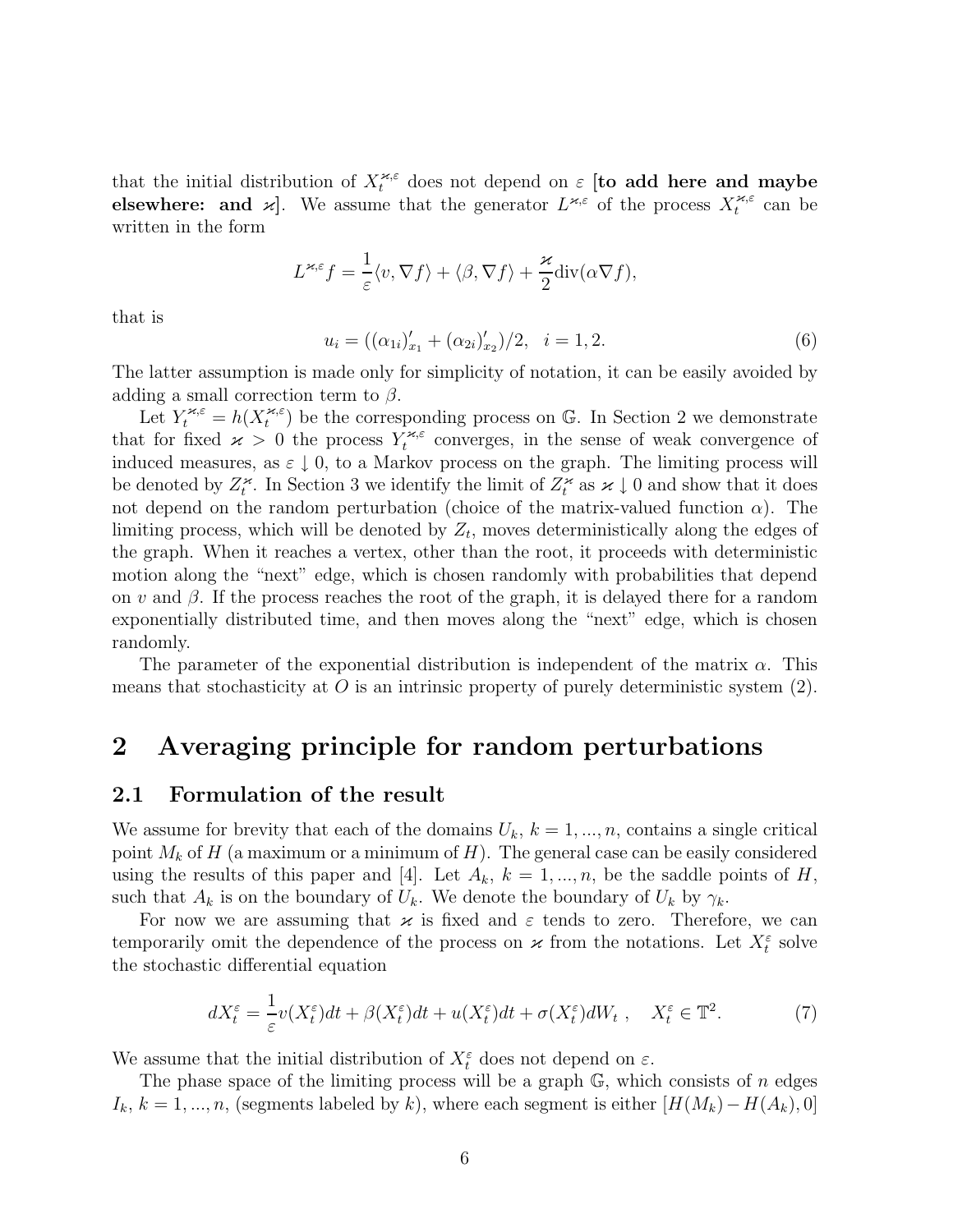that the initial distribution of $X_t^{\varkappa,\varepsilon}$ does not depend on $\varepsilon$ **[to add here and maybe elsewhere: and $\varkappa$]**. We assume that the generator $L^{\varkappa,\varepsilon}$ of the process $X_t^{\varkappa,\varepsilon}$ can be written in the form

$$
L^{\varkappa,\varepsilon} f = \frac{1}{\varepsilon}\langle v, \nabla f\rangle + \langle \beta, \nabla f\rangle + \frac{\varkappa}{2}\mathrm{div}(\alpha \nabla f),
$$

that is

$$
u_i = ((\alpha_{1i})'_{x_1} + (\alpha_{2i})'_{x_2})/2, \quad i = 1, 2. \tag{6}
$$

The latter assumption is made only for simplicity of notation, it can be easily avoided by adding a small correction term to $\beta$.

Let $Y_t^{\varkappa,\varepsilon} = h(X_t^{\varkappa,\varepsilon})$ be the corresponding process on $\mathbb{G}$. In Section 2 we demonstrate that for fixed $\varkappa > 0$ the process $Y_t^{\varkappa,\varepsilon}$ converges, in the sense of weak convergence of induced measures, as $\varepsilon \downarrow 0$, to a Markov process on the graph. The limiting process will be denoted by $Z_t^{\varkappa}$. In Section 3 we identify the limit of $Z_t^{\varkappa}$ as $\varkappa \downarrow 0$ and show that it does not depend on the random perturbation (choice of the matrix-valued function $\alpha$). The limiting process, which will be denoted by $Z_t$, moves deterministically along the edges of the graph. When it reaches a vertex, other than the root, it proceeds with deterministic motion along the "next" edge, which is chosen randomly with probabilities that depend on $v$ and $\beta$. If the process reaches the root of the graph, it is delayed there for a random exponentially distributed time, and then moves along the "next" edge, which is chosen randomly.

The parameter of the exponential distribution is independent of the matrix $\alpha$. This means that stochasticity at $O$ is an intrinsic property of purely deterministic system (2).

# 2 Averaging principle for random perturbations

## 2.1 Formulation of the result

We assume for brevity that each of the domains $U_k$, $k = 1, ..., n$, contains a single critical point $M_k$ of $H$ (a maximum or a minimum of $H$). The general case can be easily considered using the results of this paper and [4]. Let $A_k$, $k = 1, ..., n$, be the saddle points of $H$, such that $A_k$ is on the boundary of $U_k$. We denote the boundary of $U_k$ by $\gamma_k$.

For now we are assuming that $\varkappa$ is fixed and $\varepsilon$ tends to zero. Therefore, we can temporarily omit the dependence of the process on $\varkappa$ from the notations. Let $X_t^{\varepsilon}$ solve the stochastic differential equation

$$
dX_t^{\varepsilon} = \frac{1}{\varepsilon} v(X_t^{\varepsilon})dt + \beta(X_t^{\varepsilon})dt + u(X_t^{\varepsilon})dt + \sigma(X_t^{\varepsilon})dW_t \ , \quad X_t^{\varepsilon} \in \mathbb{T}^2. \tag{7}
$$

We assume that the initial distribution of $X_t^{\varepsilon}$ does not depend on $\varepsilon$.

The phase space of the limiting process will be a graph $\mathbb{G}$, which consists of $n$ edges $I_k$, $k = 1, ..., n$, (segments labeled by $k$), where each segment is either $[H(M_k) - H(A_k), 0]$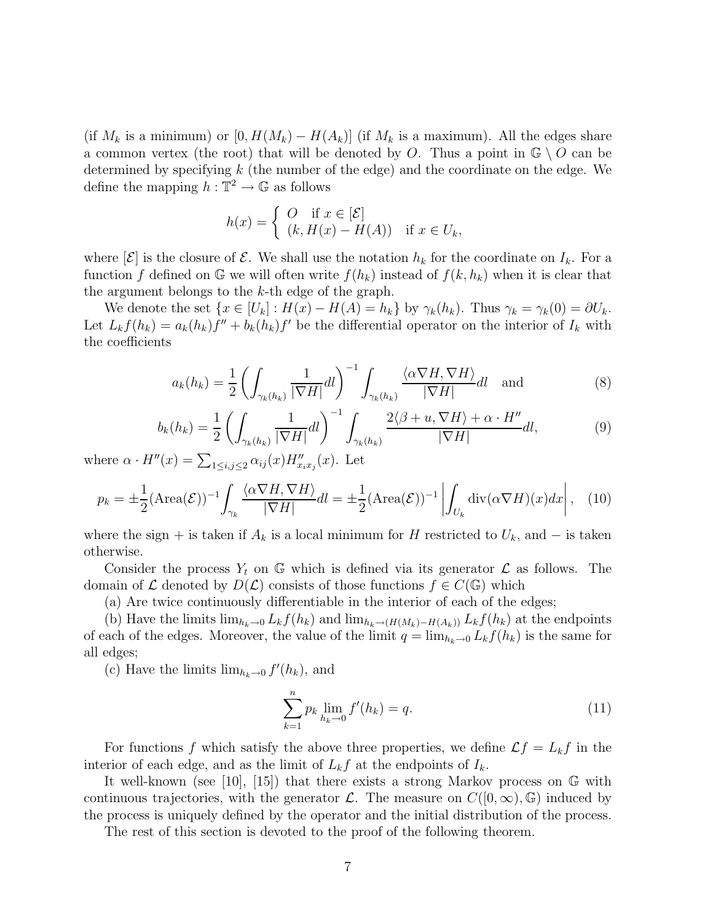(if $M_k$ is a minimum) or $[0, H(M_k) - H(A_k)]$ (if $M_k$ is a maximum). All the edges share a common vertex (the root) that will be denoted by $O$. Thus a point in $\mathbb{G} \setminus O$ can be determined by specifying $k$ (the number of the edge) and the coordinate on the edge. We define the mapping $h : \mathbb{T}^2 \to \mathbb{G}$ as follows

$$h(x) = \begin{cases} O & \text{if } x \in [\mathcal{E}] \\ (k, H(x) - H(A)) & \text{if } x \in U_k, \end{cases}$$

where $[\mathcal{E}]$ is the closure of $\mathcal{E}$. We shall use the notation $h_k$ for the coordinate on $I_k$. For a function $f$ defined on $\mathbb{G}$ we will often write $f(h_k)$ instead of $f(k, h_k)$ when it is clear that the argument belongs to the $k$-th edge of the graph.

We denote the set $\{x \in [U_k] : H(x) - H(A) = h_k\}$ by $\gamma_k(h_k)$. Thus $\gamma_k = \gamma_k(0) = \partial U_k$. Let $L_k f(h_k) = a_k(h_k) f'' + b_k(h_k) f'$ be the differential operator on the interior of $I_k$ with the coefficients

$$a_k(h_k) = \frac{1}{2} \left( \int_{\gamma_k(h_k)} \frac{1}{|\nabla H|} dl \right)^{-1} \int_{\gamma_k(h_k)} \frac{\langle \alpha \nabla H, \nabla H \rangle}{|\nabla H|} dl \quad \text{and} \tag{8}$$

$$b_k(h_k) = \frac{1}{2} \left( \int_{\gamma_k(h_k)} \frac{1}{|\nabla H|} dl \right)^{-1} \int_{\gamma_k(h_k)} \frac{2\langle \beta + u, \nabla H \rangle + \alpha \cdot H''}{|\nabla H|} dl, \tag{9}$$

where $\alpha \cdot H''(x) = \sum_{1 \le i,j \le 2} \alpha_{ij}(x) H''_{x_i x_j}(x)$. Let

$$p_k = \pm \frac{1}{2} (\text{Area}(\mathcal{E}))^{-1} \int_{\gamma_k} \frac{\langle \alpha \nabla H, \nabla H \rangle}{|\nabla H|} dl = \pm \frac{1}{2} (\text{Area}(\mathcal{E}))^{-1} \left| \int_{U_k} \text{div}(\alpha \nabla H)(x) dx \right|, \tag{10}$$

where the sign $+$ is taken if $A_k$ is a local minimum for $H$ restricted to $U_k$, and $-$ is taken otherwise.

Consider the process $Y_t$ on $\mathbb{G}$ which is defined via its generator $\mathcal{L}$ as follows. The domain of $\mathcal{L}$ denoted by $D(\mathcal{L})$ consists of those functions $f \in C(\mathbb{G})$ which

(a) Are twice continuously differentiable in the interior of each of the edges;

(b) Have the limits $\lim_{h_k \to 0} L_k f(h_k)$ and $\lim_{h_k \to (H(M_k) - H(A_k))} L_k f(h_k)$ at the endpoints of each of the edges. Moreover, the value of the limit $q = \lim_{h_k \to 0} L_k f(h_k)$ is the same for all edges;

(c) Have the limits $\lim_{h_k \to 0} f'(h_k)$, and

$$\sum_{k=1}^{n} p_k \lim_{h_k \to 0} f'(h_k) = q. \tag{11}$$

For functions $f$ which satisfy the above three properties, we define $\mathcal{L} f = L_k f$ in the interior of each edge, and as the limit of $L_k f$ at the endpoints of $I_k$.

It well-known (see [10], [15]) that there exists a strong Markov process on $\mathbb{G}$ with continuous trajectories, with the generator $\mathcal{L}$. The measure on $C([0, \infty), \mathbb{G})$ induced by the process is uniquely defined by the operator and the initial distribution of the process.

The rest of this section is devoted to the proof of the following theorem.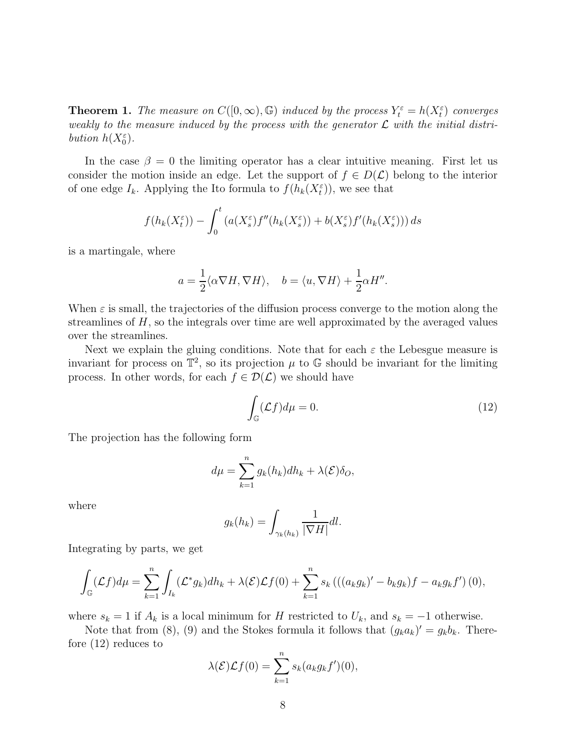**Theorem 1.** *The measure on $C([0,\infty),\mathbb{G})$ induced by the process $Y_t^\varepsilon = h(X_t^\varepsilon)$ converges weakly to the measure induced by the process with the generator $\mathcal{L}$ with the initial distribution $h(X_0^\varepsilon)$.*

In the case $\beta = 0$ the limiting operator has a clear intuitive meaning. First let us consider the motion inside an edge. Let the support of $f \in D(\mathcal{L})$ belong to the interior of one edge $I_k$. Applying the Ito formula to $f(h_k(X_t^\varepsilon))$, we see that

$$f(h_k(X_t^\varepsilon)) - \int_0^t \left(a(X_s^\varepsilon) f''(h_k(X_s^\varepsilon)) + b(X_s^\varepsilon) f'(h_k(X_s^\varepsilon))\right) ds$$

is a martingale, where

$$a = \frac{1}{2}\langle \alpha \nabla H, \nabla H\rangle, \quad b = \langle u, \nabla H\rangle + \frac{1}{2}\alpha H''.$$

When $\varepsilon$ is small, the trajectories of the diffusion process converge to the motion along the streamlines of $H$, so the integrals over time are well approximated by the averaged values over the streamlines.

Next we explain the gluing conditions. Note that for each $\varepsilon$ the Lebesgue measure is invariant for process on $\mathbb{T}^2$, so its projection $\mu$ to $\mathbb{G}$ should be invariant for the limiting process. In other words, for each $f \in \mathcal{D}(\mathcal{L})$ we should have

$$\int_{\mathbb{G}} (\mathcal{L} f) d\mu = 0. \tag{12}$$

The projection has the following form

$$d\mu = \sum_{k=1}^n g_k(h_k) dh_k + \lambda(\mathcal{E})\delta_O,$$

where

$$g_k(h_k) = \int_{\gamma_k(h_k)} \frac{1}{|\nabla H|} dl.$$

Integrating by parts, we get

$$\int_{\mathbb{G}} (\mathcal{L} f) d\mu = \sum_{k=1}^n \int_{I_k} (\mathcal{L}^* g_k) dh_k + \lambda(\mathcal{E})\mathcal{L} f(0) + \sum_{k=1}^n s_k \left(((a_k g_k)' - b_k g_k) f - a_k g_k f'\right)(0),$$

where $s_k = 1$ if $A_k$ is a local minimum for $H$ restricted to $U_k$, and $s_k = -1$ otherwise.

Note that from (8), (9) and the Stokes formula it follows that $(g_k a_k)' = g_k b_k$. Therefore (12) reduces to

$$\lambda(\mathcal{E})\mathcal{L} f(0) = \sum_{k=1}^n s_k (a_k g_k f')(0),$$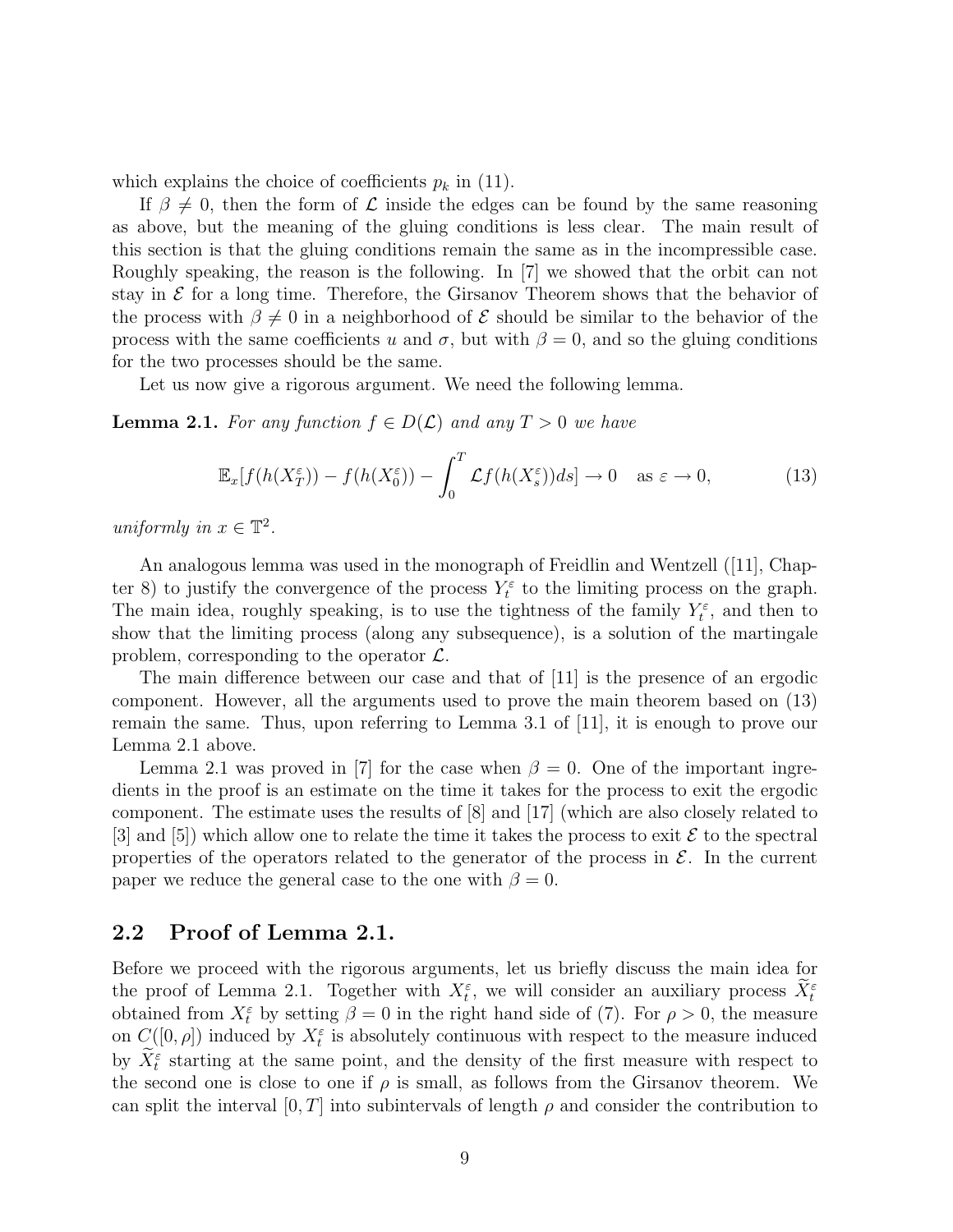which explains the choice of coefficients $p_k$ in (11).

If $\beta \neq 0$, then the form of $\mathcal{L}$ inside the edges can be found by the same reasoning as above, but the meaning of the gluing conditions is less clear. The main result of this section is that the gluing conditions remain the same as in the incompressible case. Roughly speaking, the reason is the following. In [7] we showed that the orbit can not stay in $\mathcal{E}$ for a long time. Therefore, the Girsanov Theorem shows that the behavior of the process with $\beta \neq 0$ in a neighborhood of $\mathcal{E}$ should be similar to the behavior of the process with the same coefficients $u$ and $\sigma$, but with $\beta = 0$, and so the gluing conditions for the two processes should be the same.

Let us now give a rigorous argument. We need the following lemma.

**Lemma 2.1.** *For any function $f \in D(\mathcal{L})$ and any $T > 0$ we have*

$$\mathbb{E}_x[f(h(X_T^\varepsilon)) - f(h(X_0^\varepsilon)) - \int_0^T \mathcal{L}f(h(X_s^\varepsilon))ds] \to 0 \quad \text{as } \varepsilon \to 0, \tag{13}$$

*uniformly in $x \in \mathbb{T}^2$.*

An analogous lemma was used in the monograph of Freidlin and Wentzell ([11], Chapter 8) to justify the convergence of the process $Y_t^\varepsilon$ to the limiting process on the graph. The main idea, roughly speaking, is to use the tightness of the family $Y_t^\varepsilon$, and then to show that the limiting process (along any subsequence), is a solution of the martingale problem, corresponding to the operator $\mathcal{L}$.

The main difference between our case and that of [11] is the presence of an ergodic component. However, all the arguments used to prove the main theorem based on (13) remain the same. Thus, upon referring to Lemma 3.1 of [11], it is enough to prove our Lemma 2.1 above.

Lemma 2.1 was proved in [7] for the case when $\beta = 0$. One of the important ingredients in the proof is an estimate on the time it takes for the process to exit the ergodic component. The estimate uses the results of [8] and [17] (which are also closely related to [3] and [5]) which allow one to relate the time it takes the process to exit $\mathcal{E}$ to the spectral properties of the operators related to the generator of the process in $\mathcal{E}$. In the current paper we reduce the general case to the one with $\beta = 0$.

## 2.2 Proof of Lemma 2.1.

Before we proceed with the rigorous arguments, let us briefly discuss the main idea for the proof of Lemma 2.1. Together with $X_t^\varepsilon$, we will consider an auxiliary process $\widetilde{X}_t^\varepsilon$ obtained from $X_t^\varepsilon$ by setting $\beta = 0$ in the right hand side of (7). For $\rho > 0$, the measure on $C([0,\rho])$ induced by $X_t^\varepsilon$ is absolutely continuous with respect to the measure induced by $\widetilde{X}_t^\varepsilon$ starting at the same point, and the density of the first measure with respect to the second one is close to one if $\rho$ is small, as follows from the Girsanov theorem. We can split the interval $[0,T]$ into subintervals of length $\rho$ and consider the contribution to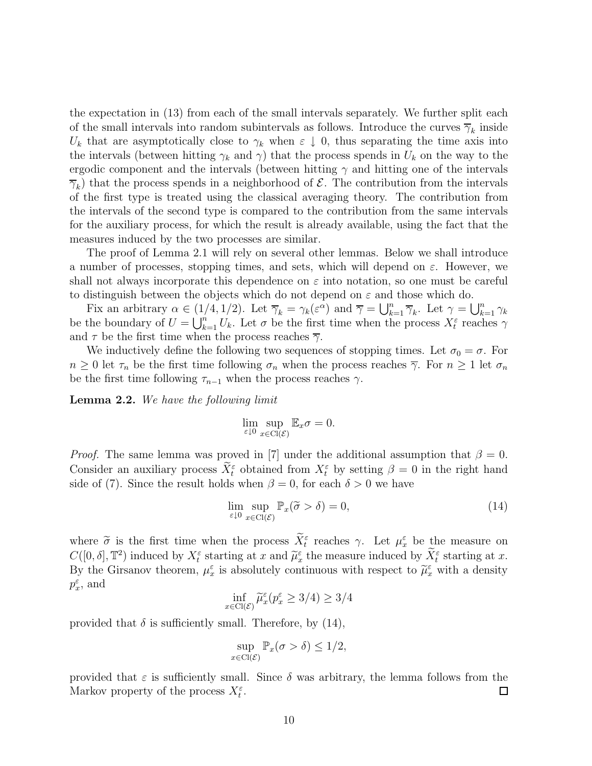the expectation in (13) from each of the small intervals separately. We further split each of the small intervals into random subintervals as follows. Introduce the curves $\overline{\gamma}_k$ inside $U_k$ that are asymptotically close to $\gamma_k$ when $\varepsilon \downarrow 0$, thus separating the time axis into the intervals (between hitting $\gamma_k$ and $\gamma$) that the process spends in $U_k$ on the way to the ergodic component and the intervals (between hitting $\gamma$ and hitting one of the intervals $\overline{\gamma}_k$) that the process spends in a neighborhood of $\mathcal{E}$. The contribution from the intervals of the first type is treated using the classical averaging theory. The contribution from the intervals of the second type is compared to the contribution from the same intervals for the auxiliary process, for which the result is already available, using the fact that the measures induced by the two processes are similar.

The proof of Lemma 2.1 will rely on several other lemmas. Below we shall introduce a number of processes, stopping times, and sets, which will depend on $\varepsilon$. However, we shall not always incorporate this dependence on $\varepsilon$ into notation, so one must be careful to distinguish between the objects which do not depend on $\varepsilon$ and those which do.

Fix an arbitrary $\alpha \in (1/4, 1/2)$. Let $\overline{\gamma}_k = \gamma_k(\varepsilon^\alpha)$ and $\overline{\gamma} = \bigcup_{k=1}^n \overline{\gamma}_k$. Let $\gamma = \bigcup_{k=1}^n \gamma_k$ be the boundary of $U = \bigcup_{k=1}^n U_k$. Let $\sigma$ be the first time when the process $X_t^\varepsilon$ reaches $\gamma$ and $\tau$ be the first time when the process reaches $\overline{\gamma}$.

We inductively define the following two sequences of stopping times. Let $\sigma_0 = \sigma$. For $n \geq 0$ let $\tau_n$ be the first time following $\sigma_n$ when the process reaches $\overline{\gamma}$. For $n \geq 1$ let $\sigma_n$ be the first time following $\tau_{n-1}$ when the process reaches $\gamma$.

**Lemma 2.2.** *We have the following limit*

$$\lim_{\varepsilon \downarrow 0} \sup_{x \in \mathrm{Cl}(\mathcal{E})} \mathbb{E}_x \sigma = 0.$$

*Proof.* The same lemma was proved in [7] under the additional assumption that $\beta = 0$. Consider an auxiliary process $\widetilde{X}_t^\varepsilon$ obtained from $X_t^\varepsilon$ by setting $\beta = 0$ in the right hand side of (7). Since the result holds when $\beta = 0$, for each $\delta > 0$ we have

$$\lim_{\varepsilon \downarrow 0} \sup_{x \in \mathrm{Cl}(\mathcal{E})} \mathbb{P}_x(\widetilde{\sigma} > \delta) = 0, \tag{14}$$

where $\widetilde{\sigma}$ is the first time when the process $\widetilde{X}_t^\varepsilon$ reaches $\gamma$. Let $\mu_x^\varepsilon$ be the measure on $C([0, \delta], \mathbb{T}^2)$ induced by $X_t^\varepsilon$ starting at $x$ and $\widetilde{\mu}_x^\varepsilon$ the measure induced by $\widetilde{X}_t^\varepsilon$ starting at $x$. By the Girsanov theorem, $\mu_x^\varepsilon$ is absolutely continuous with respect to $\widetilde{\mu}_x^\varepsilon$ with a density $p_x^\varepsilon$, and

$$\inf_{x \in \mathrm{Cl}(\mathcal{E})} \widetilde{\mu}_x^\varepsilon(p_x^\varepsilon \geq 3/4) \geq 3/4$$

provided that $\delta$ is sufficiently small. Therefore, by (14),

$$\sup_{x \in \mathrm{Cl}(\mathcal{E})} \mathbb{P}_x(\sigma > \delta) \leq 1/2,$$

provided that $\varepsilon$ is sufficiently small. Since $\delta$ was arbitrary, the lemma follows from the Markov property of the process $X_t^\varepsilon$. $\square$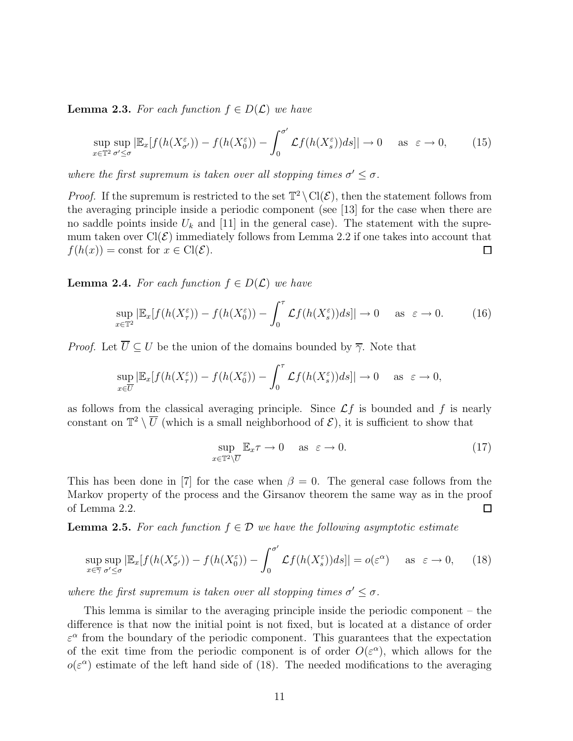**Lemma 2.3.** *For each function $f \in D(\mathcal{L})$ we have*

$$\sup_{x \in \mathbb{T}^2} \sup_{\sigma' \leq \sigma} |\mathbb{E}_x[f(h(X^\varepsilon_{\sigma'})) - f(h(X^\varepsilon_0)) - \int_0^{\sigma'} \mathcal{L}f(h(X^\varepsilon_s))ds]| \to 0 \quad \text{as} \;\; \varepsilon \to 0, \tag{15}$$

*where the first supremum is taken over all stopping times $\sigma' \leq \sigma$.*

*Proof.* If the supremum is restricted to the set $\mathbb{T}^2 \setminus \mathrm{Cl}(\mathcal{E})$, then the statement follows from the averaging principle inside a periodic component (see [13] for the case when there are no saddle points inside $U_k$ and [11] in the general case). The statement with the supremum taken over $\mathrm{Cl}(\mathcal{E})$ immediately follows from Lemma 2.2 if one takes into account that $f(h(x)) = \text{const}$ for $x \in \mathrm{Cl}(\mathcal{E})$. $\square$

**Lemma 2.4.** *For each function $f \in D(\mathcal{L})$ we have*

$$\sup_{x \in \mathbb{T}^2} |\mathbb{E}_x[f(h(X^\varepsilon_\tau)) - f(h(X^\varepsilon_0)) - \int_0^{\tau} \mathcal{L}f(h(X^\varepsilon_s))ds]| \to 0 \quad \text{as} \;\; \varepsilon \to 0. \tag{16}$$

*Proof.* Let $\overline{U} \subseteq U$ be the union of the domains bounded by $\overline{\gamma}$. Note that

$$\sup_{x \in \overline{U}} |\mathbb{E}_x[f(h(X^\varepsilon_\tau)) - f(h(X^\varepsilon_0)) - \int_0^{\tau} \mathcal{L}f(h(X^\varepsilon_s))ds]| \to 0 \quad \text{as} \;\; \varepsilon \to 0,$$

as follows from the classical averaging principle. Since $\mathcal{L}f$ is bounded and $f$ is nearly constant on $\mathbb{T}^2 \setminus \overline{U}$ (which is a small neighborhood of $\mathcal{E}$), it is sufficient to show that

$$\sup_{x \in \mathbb{T}^2 \setminus \overline{U}} \mathbb{E}_x \tau \to 0 \quad \text{as} \;\; \varepsilon \to 0. \tag{17}$$

This has been done in [7] for the case when $\beta = 0$. The general case follows from the Markov property of the process and the Girsanov theorem the same way as in the proof of Lemma 2.2. $\square$

**Lemma 2.5.** *For each function $f \in \mathcal{D}$ we have the following asymptotic estimate*

$$\sup_{x \in \overline{\gamma}} \sup_{\sigma' \leq \sigma} |\mathbb{E}_x[f(h(X^\varepsilon_{\sigma'})) - f(h(X^\varepsilon_0)) - \int_0^{\sigma'} \mathcal{L}f(h(X^\varepsilon_s))ds]| = o(\varepsilon^\alpha) \quad \text{as} \;\; \varepsilon \to 0, \tag{18}$$

*where the first supremum is taken over all stopping times $\sigma' \leq \sigma$.*

This lemma is similar to the averaging principle inside the periodic component – the difference is that now the initial point is not fixed, but is located at a distance of order $\varepsilon^\alpha$ from the boundary of the periodic component. This guarantees that the expectation of the exit time from the periodic component is of order $O(\varepsilon^\alpha)$, which allows for the $o(\varepsilon^\alpha)$ estimate of the left hand side of (18). The needed modifications to the averaging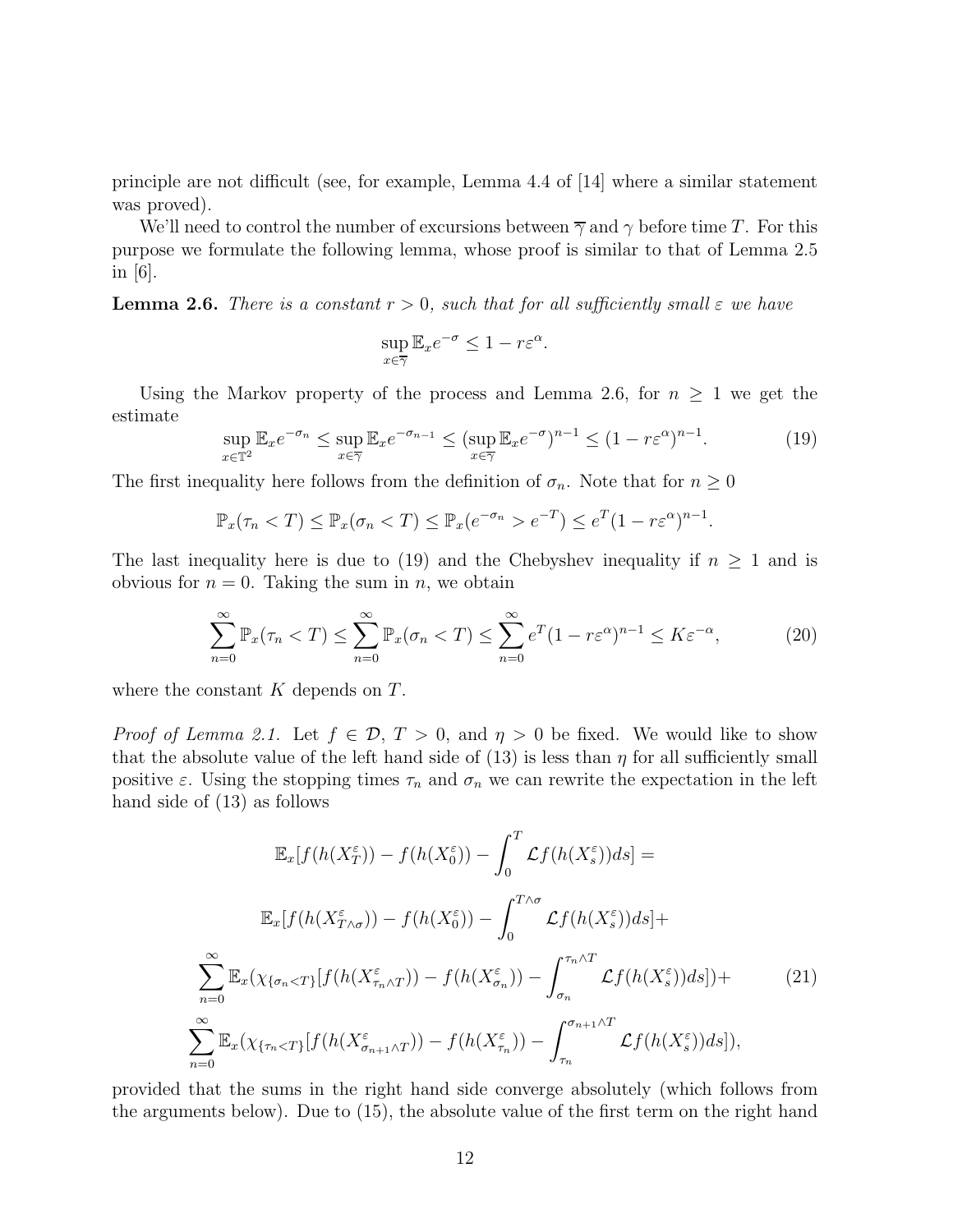principle are not difficult (see, for example, Lemma 4.4 of [14] where a similar statement was proved).

We'll need to control the number of excursions between $\overline{\gamma}$ and $\gamma$ before time $T$. For this purpose we formulate the following lemma, whose proof is similar to that of Lemma 2.5 in [6].

**Lemma 2.6.** *There is a constant $r > 0$, such that for all sufficiently small $\varepsilon$ we have*

$$\sup_{x \in \overline{\gamma}} \mathbb{E}_x e^{-\sigma} \le 1 - r\varepsilon^{\alpha}.$$

Using the Markov property of the process and Lemma 2.6, for $n \ge 1$ we get the estimate

$$\sup_{x \in \mathbb{T}^2} \mathbb{E}_x e^{-\sigma_n} \le \sup_{x \in \overline{\gamma}} \mathbb{E}_x e^{-\sigma_{n-1}} \le (\sup_{x \in \overline{\gamma}} \mathbb{E}_x e^{-\sigma})^{n-1} \le (1 - r\varepsilon^{\alpha})^{n-1}. \tag{19}$$

The first inequality here follows from the definition of $\sigma_n$. Note that for $n \ge 0$

$$\mathbb{P}_x(\tau_n < T) \le \mathbb{P}_x(\sigma_n < T) \le \mathbb{P}_x(e^{-\sigma_n} > e^{-T}) \le e^T (1 - r\varepsilon^{\alpha})^{n-1}.$$

The last inequality here is due to (19) and the Chebyshev inequality if $n \ge 1$ and is obvious for $n = 0$. Taking the sum in $n$, we obtain

$$\sum_{n=0}^{\infty} \mathbb{P}_x(\tau_n < T) \le \sum_{n=0}^{\infty} \mathbb{P}_x(\sigma_n < T) \le \sum_{n=0}^{\infty} e^T (1 - r\varepsilon^{\alpha})^{n-1} \le K\varepsilon^{-\alpha}, \tag{20}$$

where the constant $K$ depends on $T$.

*Proof of Lemma 2.1.* Let $f \in \mathcal{D}$, $T > 0$, and $\eta > 0$ be fixed. We would like to show that the absolute value of the left hand side of (13) is less than $\eta$ for all sufficiently small positive $\varepsilon$. Using the stopping times $\tau_n$ and $\sigma_n$ we can rewrite the expectation in the left hand side of (13) as follows

$$\begin{gathered}
\mathbb{E}_x[f(h(X_T^{\varepsilon})) - f(h(X_0^{\varepsilon})) - \int_0^T \mathcal{L}f(h(X_s^{\varepsilon}))ds] = \\
\mathbb{E}_x[f(h(X_{T \wedge \sigma}^{\varepsilon})) - f(h(X_0^{\varepsilon})) - \int_0^{T \wedge \sigma} \mathcal{L}f(h(X_s^{\varepsilon}))ds] + \\
\sum_{n=0}^{\infty} \mathbb{E}_x(\chi_{\{\sigma_n < T\}}[f(h(X_{\tau_n \wedge T}^{\varepsilon})) - f(h(X_{\sigma_n}^{\varepsilon})) - \int_{\sigma_n}^{\tau_n \wedge T} \mathcal{L}f(h(X_s^{\varepsilon}))ds]) + \\
\sum_{n=0}^{\infty} \mathbb{E}_x(\chi_{\{\tau_n < T\}}[f(h(X_{\sigma_{n+1} \wedge T}^{\varepsilon})) - f(h(X_{\tau_n}^{\varepsilon})) - \int_{\tau_n}^{\sigma_{n+1} \wedge T} \mathcal{L}f(h(X_s^{\varepsilon}))ds]),
\end{gathered} \tag{21}$$

provided that the sums in the right hand side converge absolutely (which follows from the arguments below). Due to (15), the absolute value of the first term on the right hand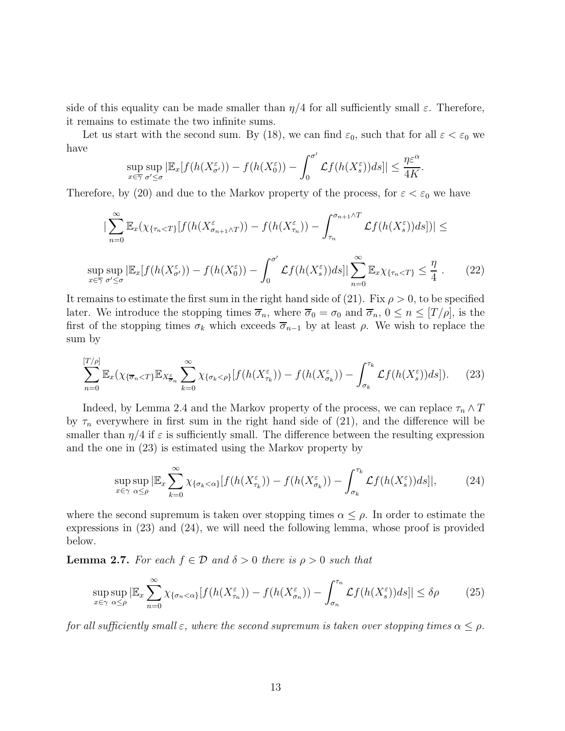side of this equality can be made smaller than $\eta/4$ for all sufficiently small $\varepsilon$. Therefore, it remains to estimate the two infinite sums.

Let us start with the second sum. By (18), we can find $\varepsilon_0$, such that for all $\varepsilon < \varepsilon_0$ we have

$$\sup_{x\in\overline{\gamma}}\sup_{\sigma'\leq\sigma}|\mathbb{E}_x[f(h(X^\varepsilon_{\sigma'})) - f(h(X^\varepsilon_0)) - \int_0^{\sigma'}\mathcal{L}f(h(X^\varepsilon_s))ds]| \leq \frac{\eta\varepsilon^\alpha}{4K}.$$

Therefore, by (20) and due to the Markov property of the process, for $\varepsilon < \varepsilon_0$ we have

$$|\sum_{n=0}^\infty \mathbb{E}_x(\chi_{\{\tau_n<T\}}[f(h(X^\varepsilon_{\sigma_{n+1}\wedge T})) - f(h(X^\varepsilon_{\tau_n})) - \int_{\tau_n}^{\sigma_{n+1}\wedge T}\mathcal{L}f(h(X^\varepsilon_s))ds])| \leq$$

$$\sup_{x\in\overline{\gamma}}\sup_{\sigma'\leq\sigma}|\mathbb{E}_x[f(h(X^\varepsilon_{\sigma'})) - f(h(X^\varepsilon_0)) - \int_0^{\sigma'}\mathcal{L}f(h(X^\varepsilon_s))ds]|\sum_{n=0}^\infty\mathbb{E}_x\chi_{\{\tau_n<T\}} \leq \frac{\eta}{4}\,. \qquad (22)$$

It remains to estimate the first sum in the right hand side of (21). Fix $\rho > 0$, to be specified later. We introduce the stopping times $\overline{\sigma}_n$, where $\overline{\sigma}_0 = \sigma_0$ and $\overline{\sigma}_n$, $0 \leq n \leq [T/\rho]$, is the first of the stopping times $\sigma_k$ which exceeds $\overline{\sigma}_{n-1}$ by at least $\rho$. We wish to replace the sum by

$$\sum_{n=0}^{[T/\rho]}\mathbb{E}_x(\chi_{\{\overline{\sigma}_n<T\}}\mathbb{E}_{X^\varepsilon_{\overline{\sigma}_n}}\sum_{k=0}^\infty\chi_{\{\sigma_k<\rho\}}[f(h(X^\varepsilon_{\tau_k})) - f(h(X^\varepsilon_{\sigma_k})) - \int_{\sigma_k}^{\tau_k}\mathcal{L}f(h(X^\varepsilon_s))ds]). \qquad (23)$$

Indeed, by Lemma 2.4 and the Markov property of the process, we can replace $\tau_n \wedge T$ by $\tau_n$ everywhere in first sum in the right hand side of (21), and the difference will be smaller than $\eta/4$ if $\varepsilon$ is sufficiently small. The difference between the resulting expression and the one in (23) is estimated using the Markov property by

$$\sup_{x\in\gamma}\sup_{\alpha\leq\rho}|\mathbb{E}_x\sum_{k=0}^\infty\chi_{\{\sigma_k<\alpha\}}[f(h(X^\varepsilon_{\tau_k})) - f(h(X^\varepsilon_{\sigma_k})) - \int_{\sigma_k}^{\tau_k}\mathcal{L}f(h(X^\varepsilon_s))ds]|, \qquad (24)$$

where the second supremum is taken over stopping times $\alpha \leq \rho$. In order to estimate the expressions in (23) and (24), we will need the following lemma, whose proof is provided below.

**Lemma 2.7.** *For each $f \in \mathcal{D}$ and $\delta > 0$ there is $\rho > 0$ such that*

$$\sup_{x\in\gamma}\sup_{\alpha\leq\rho}|\mathbb{E}_x\sum_{n=0}^\infty\chi_{\{\sigma_n<\alpha\}}[f(h(X^\varepsilon_{\tau_n})) - f(h(X^\varepsilon_{\sigma_n})) - \int_{\sigma_n}^{\tau_n}\mathcal{L}f(h(X^\varepsilon_s))ds]| \leq \delta\rho \qquad (25)$$

*for all sufficiently small $\varepsilon$, where the second supremum is taken over stopping times $\alpha \leq \rho$.*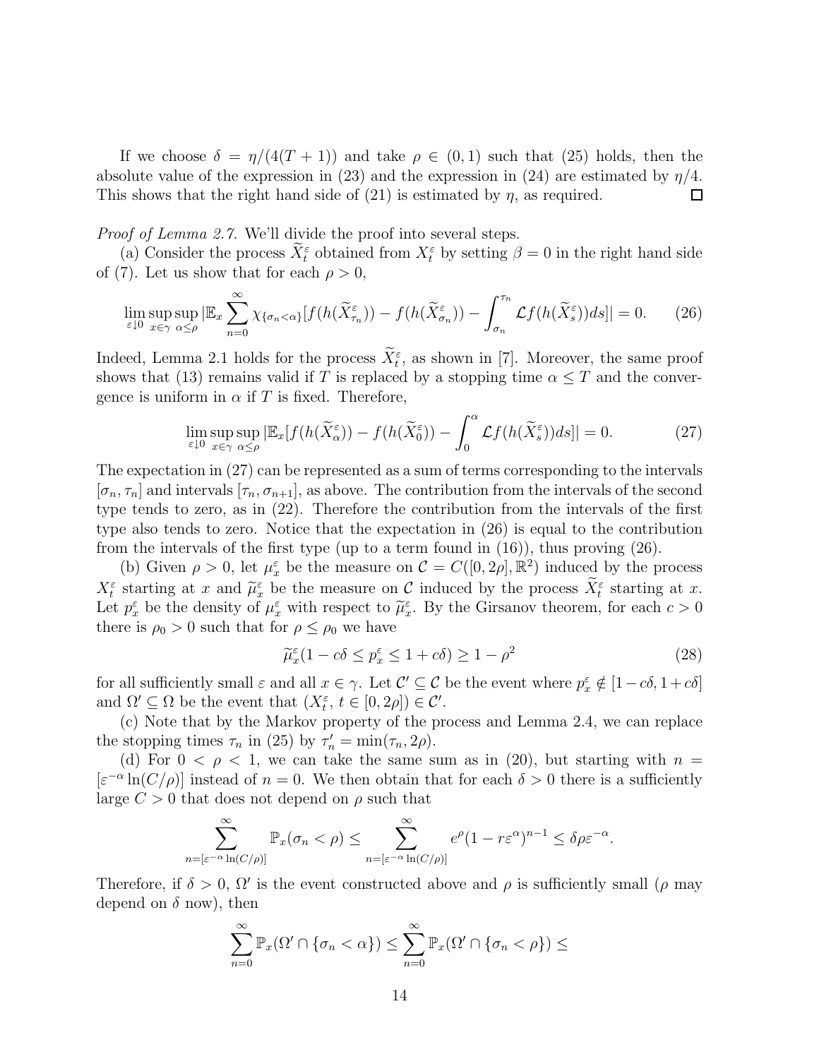If we choose $\delta = \eta/(4(T+1))$ and take $\rho \in (0,1)$ such that (25) holds, then the absolute value of the expression in (23) and the expression in (24) are estimated by $\eta/4$. This shows that the right hand side of (21) is estimated by $\eta$, as required. $\square$

*Proof of Lemma 2.7.* We'll divide the proof into several steps.

(a) Consider the process $\widetilde{X}^\varepsilon_t$ obtained from $X^\varepsilon_t$ by setting $\beta = 0$ in the right hand side of (7). Let us show that for each $\rho > 0$,

$$\lim_{\varepsilon \downarrow 0} \sup_{x \in \gamma} \sup_{\alpha \le \rho} |\mathbb{E}_x \sum_{n=0}^{\infty} \chi_{\{\sigma_n < \alpha\}} [f(h(\widetilde{X}^\varepsilon_{\tau_n})) - f(h(\widetilde{X}^\varepsilon_{\sigma_n})) - \int_{\sigma_n}^{\tau_n} \mathcal{L} f(h(\widetilde{X}^\varepsilon_s)) ds]| = 0. \tag{26}$$

Indeed, Lemma 2.1 holds for the process $\widetilde{X}^\varepsilon_t$, as shown in [7]. Moreover, the same proof shows that (13) remains valid if $T$ is replaced by a stopping time $\alpha \le T$ and the convergence is uniform in $\alpha$ if $T$ is fixed. Therefore,

$$\lim_{\varepsilon \downarrow 0} \sup_{x \in \gamma} \sup_{\alpha \le \rho} |\mathbb{E}_x [f(h(\widetilde{X}^\varepsilon_{\alpha})) - f(h(\widetilde{X}^\varepsilon_0)) - \int_0^{\alpha} \mathcal{L} f(h(\widetilde{X}^\varepsilon_s)) ds]| = 0. \tag{27}$$

The expectation in (27) can be represented as a sum of terms corresponding to the intervals $[\sigma_n, \tau_n]$ and intervals $[\tau_n, \sigma_{n+1}]$, as above. The contribution from the intervals of the second type tends to zero, as in (22). Therefore the contribution from the intervals of the first type also tends to zero. Notice that the expectation in (26) is equal to the contribution from the intervals of the first type (up to a term found in (16)), thus proving (26).

(b) Given $\rho > 0$, let $\mu^\varepsilon_x$ be the measure on $\mathcal{C} = C([0, 2\rho], \mathbb{R}^2)$ induced by the process $X^\varepsilon_t$ starting at $x$ and $\widetilde{\mu}^\varepsilon_x$ be the measure on $\mathcal{C}$ induced by the process $\widetilde{X}^\varepsilon_t$ starting at $x$. Let $p^\varepsilon_x$ be the density of $\mu^\varepsilon_x$ with respect to $\widetilde{\mu}^\varepsilon_x$. By the Girsanov theorem, for each $c > 0$ there is $\rho_0 > 0$ such that for $\rho \le \rho_0$ we have

$$\widetilde{\mu}^\varepsilon_x (1 - c\delta \le p^\varepsilon_x \le 1 + c\delta) \ge 1 - \rho^2 \tag{28}$$

for all sufficiently small $\varepsilon$ and all $x \in \gamma$. Let $\mathcal{C}' \subseteq \mathcal{C}$ be the event where $p^\varepsilon_x \notin [1 - c\delta, 1 + c\delta]$ and $\Omega' \subseteq \Omega$ be the event that $(X^\varepsilon_t, \, t \in [0, 2\rho]) \in \mathcal{C}'$.

(c) Note that by the Markov property of the process and Lemma 2.4, we can replace the stopping times $\tau_n$ in (25) by $\tau'_n = \min(\tau_n, 2\rho)$.

(d) For $0 < \rho < 1$, we can take the same sum as in (20), but starting with $n = [\varepsilon^{-\alpha} \ln(C/\rho)]$ instead of $n = 0$. We then obtain that for each $\delta > 0$ there is a sufficiently large $C > 0$ that does not depend on $\rho$ such that

$$\sum_{n=[\varepsilon^{-\alpha} \ln(C/\rho)]}^{\infty} \mathbb{P}_x(\sigma_n < \rho) \le \sum_{n=[\varepsilon^{-\alpha} \ln(C/\rho)]}^{\infty} e^{\rho} (1 - r\varepsilon^{\alpha})^{n-1} \le \delta \rho \varepsilon^{-\alpha}.$$

Therefore, if $\delta > 0$, $\Omega'$ is the event constructed above and $\rho$ is sufficiently small ($\rho$ may depend on $\delta$ now), then

$$\sum_{n=0}^{\infty} \mathbb{P}_x(\Omega' \cap \{\sigma_n < \alpha\}) \le \sum_{n=0}^{\infty} \mathbb{P}_x(\Omega' \cap \{\sigma_n < \rho\}) \le$$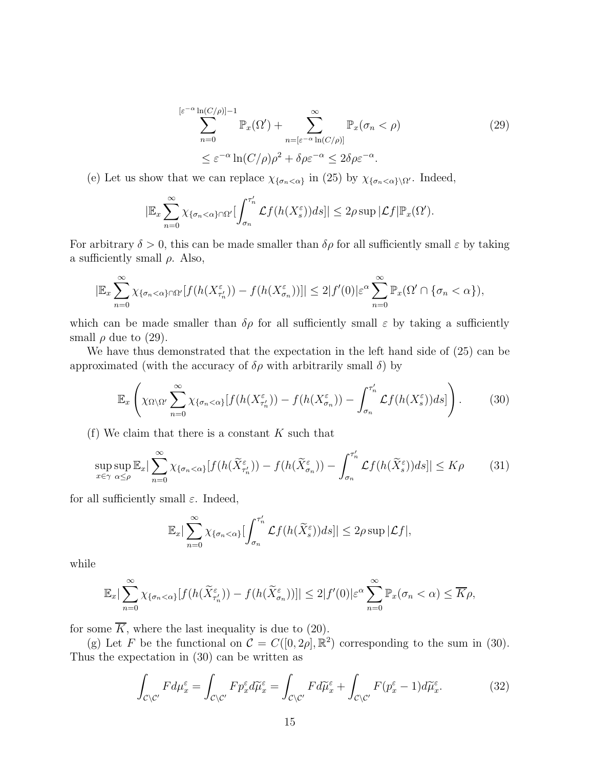$$
\sum_{n=0}^{[\varepsilon^{-\alpha}\ln(C/\rho)]-1} \mathbb{P}_x(\Omega') + \sum_{n=[\varepsilon^{-\alpha}\ln(C/\rho)]}^{\infty} \mathbb{P}_x(\sigma_n < \rho) \tag{29}
$$
$$
\leq \varepsilon^{-\alpha}\ln(C/\rho)\rho^2 + \delta\rho\varepsilon^{-\alpha} \leq 2\delta\rho\varepsilon^{-\alpha}.
$$

(e) Let us show that we can replace $\chi_{\{\sigma_n<\alpha\}}$ in (25) by $\chi_{\{\sigma_n<\alpha\}\setminus\Omega'}$. Indeed,

$$
|\mathbb{E}_x \sum_{n=0}^{\infty} \chi_{\{\sigma_n<\alpha\}\cap\Omega'}[\int_{\sigma_n}^{\tau_n'} \mathcal{L}f(h(X_s^\varepsilon))ds]| \leq 2\rho \sup|\mathcal{L}f|\mathbb{P}_x(\Omega').
$$

For arbitrary $\delta > 0$, this can be made smaller than $\delta\rho$ for all sufficiently small $\varepsilon$ by taking a sufficiently small $\rho$. Also,

$$
|\mathbb{E}_x \sum_{n=0}^{\infty} \chi_{\{\sigma_n<\alpha\}\cap\Omega'}[f(h(X_{\tau_n'}^\varepsilon)) - f(h(X_{\sigma_n}^\varepsilon))]| \leq 2|f'(0)|\varepsilon^\alpha \sum_{n=0}^{\infty} \mathbb{P}_x(\Omega' \cap \{\sigma_n < \alpha\}),
$$

which can be made smaller than $\delta\rho$ for all sufficiently small $\varepsilon$ by taking a sufficiently small $\rho$ due to (29).

We have thus demonstrated that the expectation in the left hand side of (25) can be approximated (with the accuracy of $\delta\rho$ with arbitrarily small $\delta$) by

$$
\mathbb{E}_x\left(\chi_{\Omega\setminus\Omega'} \sum_{n=0}^{\infty} \chi_{\{\sigma_n<\alpha\}}[f(h(X_{\tau_n'}^\varepsilon)) - f(h(X_{\sigma_n}^\varepsilon)) - \int_{\sigma_n}^{\tau_n'} \mathcal{L}f(h(X_s^\varepsilon))ds]\right). \tag{30}
$$

(f) We claim that there is a constant $K$ such that

$$
\sup_{x\in\gamma}\sup_{\alpha\leq\rho} \mathbb{E}_x|\sum_{n=0}^{\infty} \chi_{\{\sigma_n<\alpha\}}[f(h(\widetilde{X}_{\tau_n'}^\varepsilon)) - f(h(\widetilde{X}_{\sigma_n}^\varepsilon)) - \int_{\sigma_n}^{\tau_n'} \mathcal{L}f(h(\widetilde{X}_s^\varepsilon))ds]| \leq K\rho \tag{31}
$$

for all sufficiently small $\varepsilon$. Indeed,

$$
\mathbb{E}_x|\sum_{n=0}^{\infty} \chi_{\{\sigma_n<\alpha\}}[\int_{\sigma_n}^{\tau_n'} \mathcal{L}f(h(\widetilde{X}_s^\varepsilon))ds]| \leq 2\rho\sup|\mathcal{L}f|,
$$

while

$$
\mathbb{E}_x|\sum_{n=0}^{\infty} \chi_{\{\sigma_n<\alpha\}}[f(h(\widetilde{X}_{\tau_n'}^\varepsilon)) - f(h(\widetilde{X}_{\sigma_n}^\varepsilon))]| \leq 2|f'(0)|\varepsilon^\alpha \sum_{n=0}^{\infty} \mathbb{P}_x(\sigma_n < \alpha) \leq \overline{K}\rho,
$$

for some $\overline{K}$, where the last inequality is due to (20).

(g) Let $F$ be the functional on $\mathcal{C} = C([0,2\rho],\mathbb{R}^2)$ corresponding to the sum in (30). Thus the expectation in (30) can be written as

$$
\int_{\mathcal{C}\setminus\mathcal{C}'} F d\mu_x^\varepsilon = \int_{\mathcal{C}\setminus\mathcal{C}'} F p_x^\varepsilon d\widetilde{\mu}_x^\varepsilon = \int_{\mathcal{C}\setminus\mathcal{C}'} F d\widetilde{\mu}_x^\varepsilon + \int_{\mathcal{C}\setminus\mathcal{C}'} F(p_x^\varepsilon - 1)d\widetilde{\mu}_x^\varepsilon. \tag{32}
$$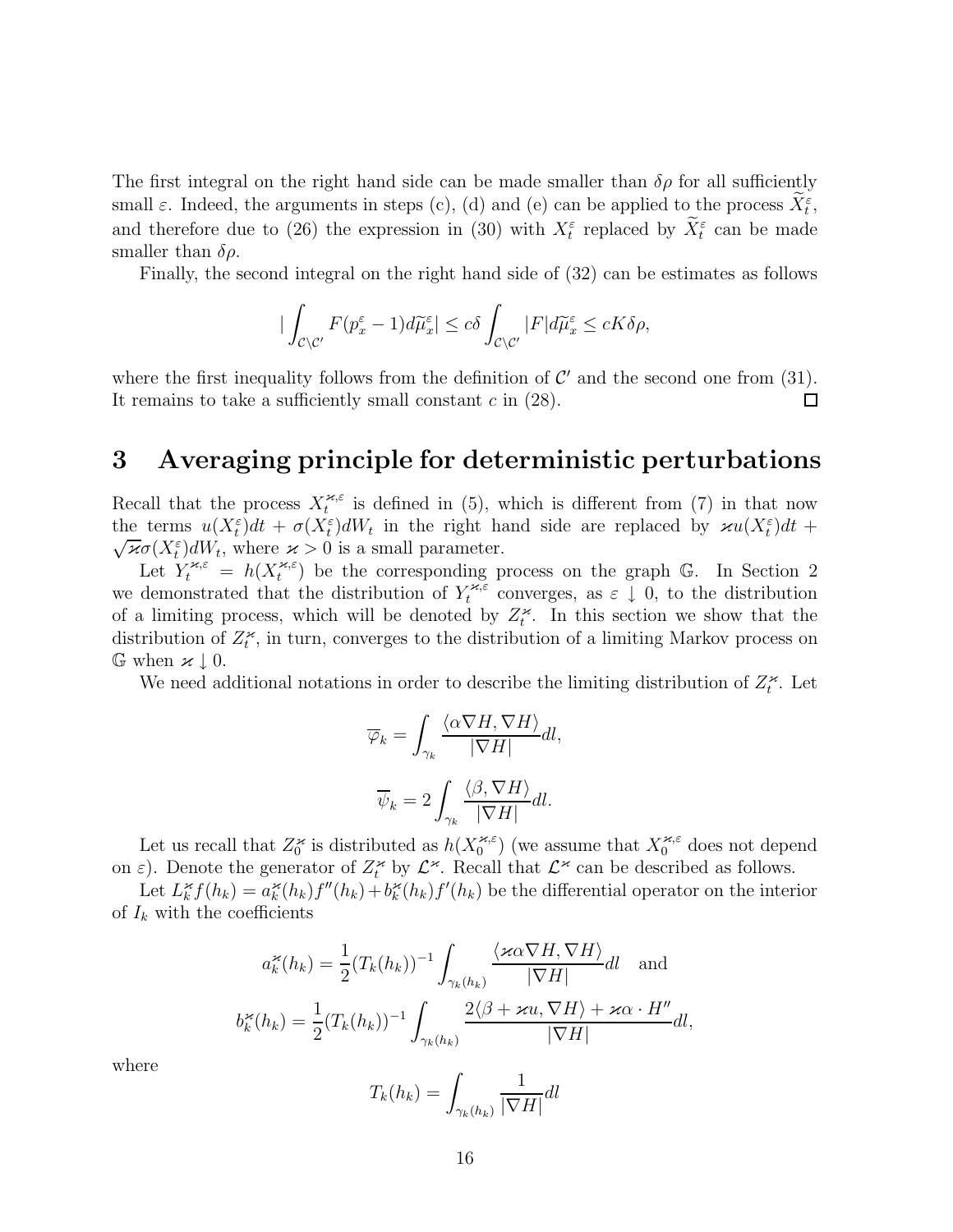The first integral on the right hand side can be made smaller than $\delta\rho$ for all sufficiently small $\varepsilon$. Indeed, the arguments in steps (c), (d) and (e) can be applied to the process $\widetilde{X}_t^\varepsilon$, and therefore due to (26) the expression in (30) with $X_t^\varepsilon$ replaced by $\widetilde{X}_t^\varepsilon$ can be made smaller than $\delta\rho$.

Finally, the second integral on the right hand side of (32) can be estimates as follows

$$|\int_{\mathcal{C}\setminus\mathcal{C}'} F(p_x^\varepsilon - 1)d\widetilde{\mu}_x^\varepsilon| \leq c\delta \int_{\mathcal{C}\setminus\mathcal{C}'} |F| d\widetilde{\mu}_x^\varepsilon \leq cK\delta\rho,$$

where the first inequality follows from the definition of $\mathcal{C}'$ and the second one from (31). It remains to take a sufficiently small constant $c$ in (28). $\square$

# 3 Averaging principle for deterministic perturbations

Recall that the process $X_t^{\varkappa,\varepsilon}$ is defined in (5), which is different from (7) in that now the terms $u(X_t^\varepsilon)dt + \sigma(X_t^\varepsilon)dW_t$ in the right hand side are replaced by $\varkappa u(X_t^\varepsilon)dt + \sqrt{\varkappa}\sigma(X_t^\varepsilon)dW_t$, where $\varkappa > 0$ is a small parameter.

Let $Y_t^{\varkappa,\varepsilon} = h(X_t^{\varkappa,\varepsilon})$ be the corresponding process on the graph $\mathbb{G}$. In Section 2 we demonstrated that the distribution of $Y_t^{\varkappa,\varepsilon}$ converges, as $\varepsilon \downarrow 0$, to the distribution of a limiting process, which will be denoted by $Z_t^\varkappa$. In this section we show that the distribution of $Z_t^\varkappa$, in turn, converges to the distribution of a limiting Markov process on $\mathbb{G}$ when $\varkappa \downarrow 0$.

We need additional notations in order to describe the limiting distribution of $Z_t^\varkappa$. Let

$$\overline{\varphi}_k = \int_{\gamma_k} \frac{\langle \alpha\nabla H, \nabla H\rangle}{|\nabla H|} dl,$$

$$\overline{\psi}_k = 2\int_{\gamma_k} \frac{\langle \beta, \nabla H\rangle}{|\nabla H|} dl.$$

Let us recall that $Z_0^\varkappa$ is distributed as $h(X_0^{\varkappa,\varepsilon})$ (we assume that $X_0^{\varkappa,\varepsilon}$ does not depend on $\varepsilon$). Denote the generator of $Z_t^\varkappa$ by $\mathcal{L}^\varkappa$. Recall that $\mathcal{L}^\varkappa$ can be described as follows.

Let $L_k^\varkappa f(h_k) = a_k^\varkappa(h_k) f''(h_k) + b_k^\varkappa(h_k) f'(h_k)$ be the differential operator on the interior of $I_k$ with the coefficients

$$a_k^\varkappa(h_k) = \frac{1}{2}(T_k(h_k))^{-1} \int_{\gamma_k(h_k)} \frac{\langle \varkappa\alpha\nabla H, \nabla H\rangle}{|\nabla H|} dl \quad \text{and}$$

$$b_k^\varkappa(h_k) = \frac{1}{2}(T_k(h_k))^{-1} \int_{\gamma_k(h_k)} \frac{2\langle \beta + \varkappa u, \nabla H\rangle + \varkappa\alpha \cdot H''}{|\nabla H|} dl,$$

where

$$T_k(h_k) = \int_{\gamma_k(h_k)} \frac{1}{|\nabla H|} dl$$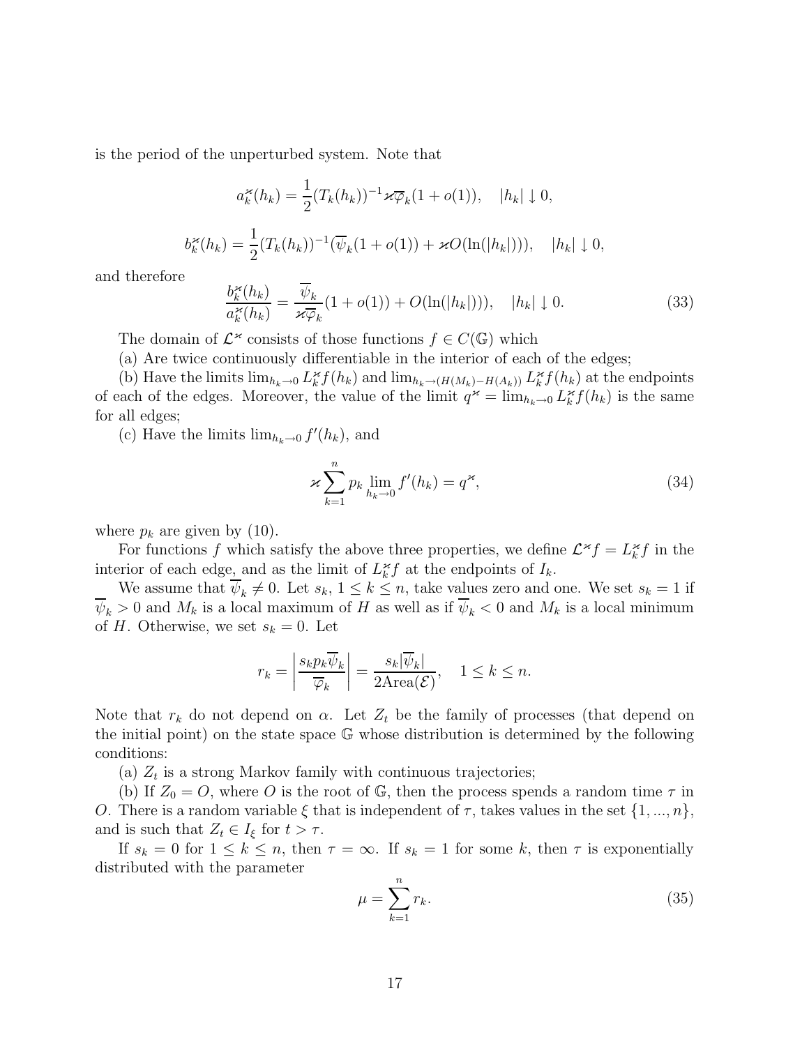is the period of the unperturbed system. Note that

$$a_k^{\varkappa}(h_k) = \frac{1}{2}(T_k(h_k))^{-1}\varkappa\overline{\varphi}_k(1+o(1)), \quad |h_k| \downarrow 0,$$

$$b_k^{\varkappa}(h_k) = \frac{1}{2}(T_k(h_k))^{-1}(\overline{\psi}_k(1+o(1)) + \varkappa O(\ln(|h_k|))), \quad |h_k| \downarrow 0,$$

and therefore

$$\frac{b_k^{\varkappa}(h_k)}{a_k^{\varkappa}(h_k)} = \frac{\overline{\psi}_k}{\varkappa\overline{\varphi}_k}(1+o(1)) + O(\ln(|h_k|)), \quad |h_k| \downarrow 0. \tag{33}$$

The domain of $\mathcal{L}^{\varkappa}$ consists of those functions $f \in C(\mathbb{G})$ which

(a) Are twice continuously differentiable in the interior of each of the edges;

(b) Have the limits $\lim_{h_k \to 0} L_k^{\varkappa} f(h_k)$ and $\lim_{h_k \to (H(M_k)-H(A_k))} L_k^{\varkappa} f(h_k)$ at the endpoints of each of the edges. Moreover, the value of the limit $q^{\varkappa} = \lim_{h_k \to 0} L_k^{\varkappa} f(h_k)$ is the same for all edges;

(c) Have the limits $\lim_{h_k \to 0} f'(h_k)$, and

$$\varkappa \sum_{k=1}^{n} p_k \lim_{h_k \to 0} f'(h_k) = q^{\varkappa}, \tag{34}$$

where $p_k$ are given by (10).

For functions $f$ which satisfy the above three properties, we define $\mathcal{L}^{\varkappa} f = L_k^{\varkappa} f$ in the interior of each edge, and as the limit of $L_k^{\varkappa} f$ at the endpoints of $I_k$.

We assume that $\overline{\psi}_k \neq 0$. Let $s_k$, $1 \leq k \leq n$, take values zero and one. We set $s_k = 1$ if $\overline{\psi}_k > 0$ and $M_k$ is a local maximum of $H$ as well as if $\overline{\psi}_k < 0$ and $M_k$ is a local minimum of $H$. Otherwise, we set $s_k = 0$. Let

$$r_k = \left| \frac{s_k p_k \overline{\psi}_k}{\overline{\varphi}_k} \right| = \frac{s_k |\overline{\psi}_k|}{2\mathrm{Area}(\mathcal{E})}, \quad 1 \leq k \leq n.$$

Note that $r_k$ do not depend on $\alpha$. Let $Z_t$ be the family of processes (that depend on the initial point) on the state space $\mathbb{G}$ whose distribution is determined by the following conditions:

(a) $Z_t$ is a strong Markov family with continuous trajectories;

(b) If $Z_0 = O$, where $O$ is the root of $\mathbb{G}$, then the process spends a random time $\tau$ in $O$. There is a random variable $\xi$ that is independent of $\tau$, takes values in the set $\{1, ..., n\}$, and is such that $Z_t \in I_\xi$ for $t > \tau$.

If $s_k = 0$ for $1 \leq k \leq n$, then $\tau = \infty$. If $s_k = 1$ for some $k$, then $\tau$ is exponentially distributed with the parameter

$$\mu = \sum_{k=1}^{n} r_k. \tag{35}$$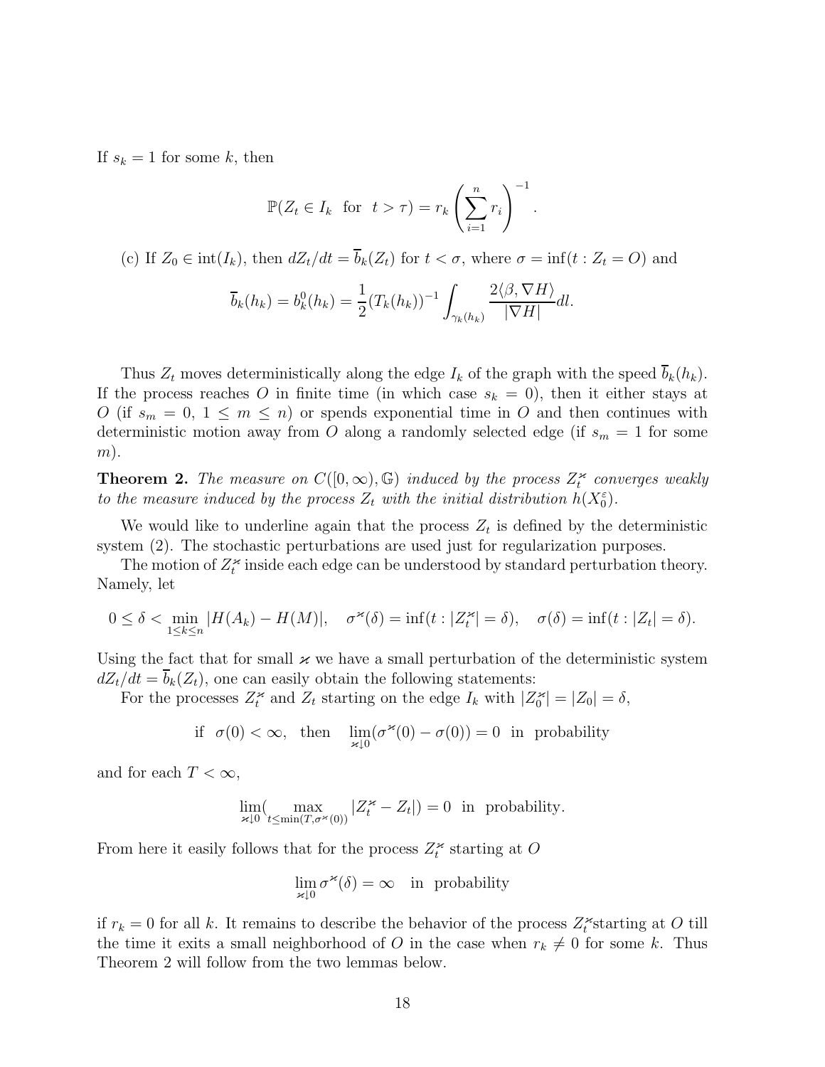If $s_k = 1$ for some $k$, then

$$\mathbb{P}(Z_t \in I_k \ \text{ for } \ t > \tau) = r_k \left( \sum_{i=1}^{n} r_i \right)^{-1}.$$

(c) If $Z_0 \in \text{int}(I_k)$, then $dZ_t/dt = \overline{b}_k(Z_t)$ for $t < \sigma$, where $\sigma = \inf(t : Z_t = O)$ and

$$\overline{b}_k(h_k) = b_k^0(h_k) = \frac{1}{2}(T_k(h_k))^{-1} \int_{\gamma_k(h_k)} \frac{2\langle \beta, \nabla H \rangle}{|\nabla H|} dl.$$

Thus $Z_t$ moves deterministically along the edge $I_k$ of the graph with the speed $\overline{b}_k(h_k)$. If the process reaches $O$ in finite time (in which case $s_k = 0$), then it either stays at $O$ (if $s_m = 0$, $1 \leq m \leq n$) or spends exponential time in $O$ and then continues with deterministic motion away from $O$ along a randomly selected edge (if $s_m = 1$ for some $m$).

**Theorem 2.** *The measure on $C([0, \infty), \mathbb{G})$ induced by the process $Z_t^\varkappa$ converges weakly to the measure induced by the process $Z_t$ with the initial distribution $h(X_0^\varepsilon)$.*

We would like to underline again that the process $Z_t$ is defined by the deterministic system (2). The stochastic perturbations are used just for regularization purposes.

The motion of $Z_t^\varkappa$ inside each edge can be understood by standard perturbation theory. Namely, let

$$0 \leq \delta < \min_{1 \leq k \leq n} |H(A_k) - H(M)|, \quad \sigma^\varkappa(\delta) = \inf(t : |Z_t^\varkappa| = \delta), \quad \sigma(\delta) = \inf(t : |Z_t| = \delta).$$

Using the fact that for small $\varkappa$ we have a small perturbation of the deterministic system $dZ_t/dt = \overline{b}_k(Z_t)$, one can easily obtain the following statements:

For the processes $Z_t^\varkappa$ and $Z_t$ starting on the edge $I_k$ with $|Z_0^\varkappa| = |Z_0| = \delta$,

$$\text{if } \ \sigma(0) < \infty, \ \text{ then } \quad \lim_{\varkappa \downarrow 0} (\sigma^\varkappa(0) - \sigma(0)) = 0 \ \text{ in probability}$$

and for each $T < \infty$,

$$\lim_{\varkappa \downarrow 0} ( \max_{t \leq \min(T, \sigma^\varkappa(0))} |Z_t^\varkappa - Z_t|) = 0 \ \text{ in probability.}$$

From here it easily follows that for the process $Z_t^\varkappa$ starting at $O$

$$\lim_{\varkappa \downarrow 0} \sigma^\varkappa(\delta) = \infty \quad \text{in probability}$$

if $r_k = 0$ for all $k$. It remains to describe the behavior of the process $Z_t^\varkappa$ starting at $O$ till the time it exits a small neighborhood of $O$ in the case when $r_k \neq 0$ for some $k$. Thus Theorem 2 will follow from the two lemmas below.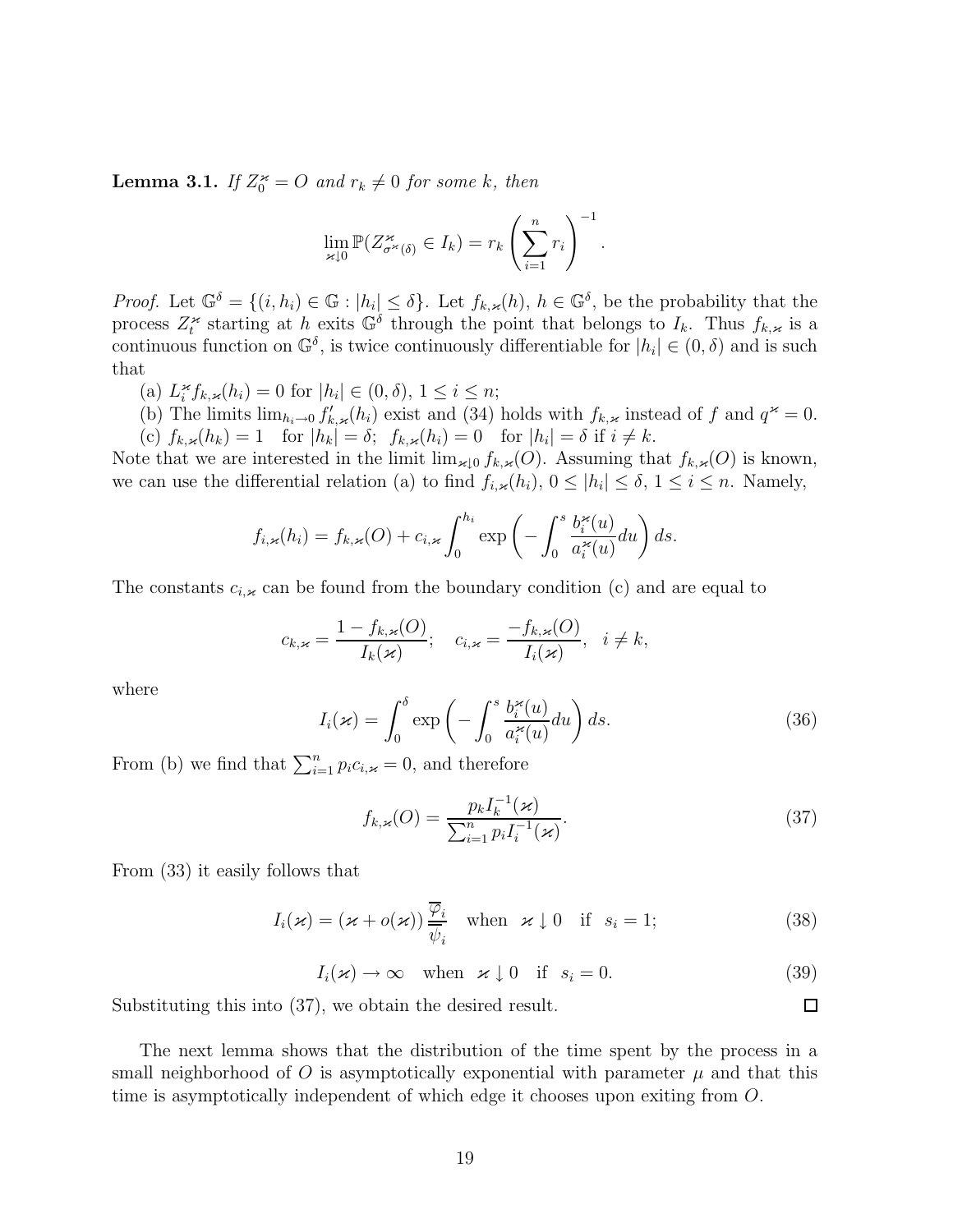**Lemma 3.1.** *If $Z_0^\varkappa = O$ and $r_k \neq 0$ for some $k$, then*

$$\lim_{\varkappa \downarrow 0} \mathbb{P}(Z^\varkappa_{\sigma^\varkappa(\delta)} \in I_k) = r_k \left( \sum_{i=1}^n r_i \right)^{-1}.$$

*Proof.* Let $\mathbb{G}^\delta = \{(i, h_i) \in \mathbb{G} : |h_i| \leq \delta\}$. Let $f_{k,\varkappa}(h)$, $h \in \mathbb{G}^\delta$, be the probability that the process $Z_t^\varkappa$ starting at $h$ exits $\mathbb{G}^\delta$ through the point that belongs to $I_k$. Thus $f_{k,\varkappa}$ is a continuous function on $\mathbb{G}^\delta$, is twice continuously differentiable for $|h_i| \in (0, \delta)$ and is such that

(a) $L_i^\varkappa f_{k,\varkappa}(h_i) = 0$ for $|h_i| \in (0, \delta)$, $1 \leq i \leq n$;

(b) The limits $\lim_{h_i \to 0} f'_{k,\varkappa}(h_i)$ exist and (34) holds with $f_{k,\varkappa}$ instead of $f$ and $q^\varkappa = 0$.

(c) $f_{k,\varkappa}(h_k) = 1$ for $|h_k| = \delta$; $f_{k,\varkappa}(h_i) = 0$ for $|h_i| = \delta$ if $i \neq k$.

Note that we are interested in the limit $\lim_{\varkappa \downarrow 0} f_{k,\varkappa}(O)$. Assuming that $f_{k,\varkappa}(O)$ is known, we can use the differential relation (a) to find $f_{i,\varkappa}(h_i)$, $0 \leq |h_i| \leq \delta$, $1 \leq i \leq n$. Namely,

$$f_{i,\varkappa}(h_i) = f_{k,\varkappa}(O) + c_{i,\varkappa} \int_0^{h_i} \exp\left( -\int_0^s \frac{b_i^\varkappa(u)}{a_i^\varkappa(u)} du \right) ds.$$

The constants $c_{i,\varkappa}$ can be found from the boundary condition (c) and are equal to

$$c_{k,\varkappa} = \frac{1 - f_{k,\varkappa}(O)}{I_k(\varkappa)}; \quad c_{i,\varkappa} = \frac{-f_{k,\varkappa}(O)}{I_i(\varkappa)}, \quad i \neq k,$$

where

$$I_i(\varkappa) = \int_0^\delta \exp\left( -\int_0^s \frac{b_i^\varkappa(u)}{a_i^\varkappa(u)} du \right) ds. \tag{36}$$

From (b) we find that $\sum_{i=1}^n p_i c_{i,\varkappa} = 0$, and therefore

$$f_{k,\varkappa}(O) = \frac{p_k I_k^{-1}(\varkappa)}{\sum_{i=1}^n p_i I_i^{-1}(\varkappa)}. \tag{37}$$

From (33) it easily follows that

$$I_i(\varkappa) = (\varkappa + o(\varkappa)) \frac{\overline{\varphi}_i}{\overline{\psi}_i} \quad \text{when} \quad \varkappa \downarrow 0 \quad \text{if} \quad s_i = 1; \tag{38}$$

$$I_i(\varkappa) \to \infty \quad \text{when} \quad \varkappa \downarrow 0 \quad \text{if} \quad s_i = 0. \tag{39}$$

Substituting this into (37), we obtain the desired result. $\square$

The next lemma shows that the distribution of the time spent by the process in a small neighborhood of $O$ is asymptotically exponential with parameter $\mu$ and that this time is asymptotically independent of which edge it chooses upon exiting from $O$.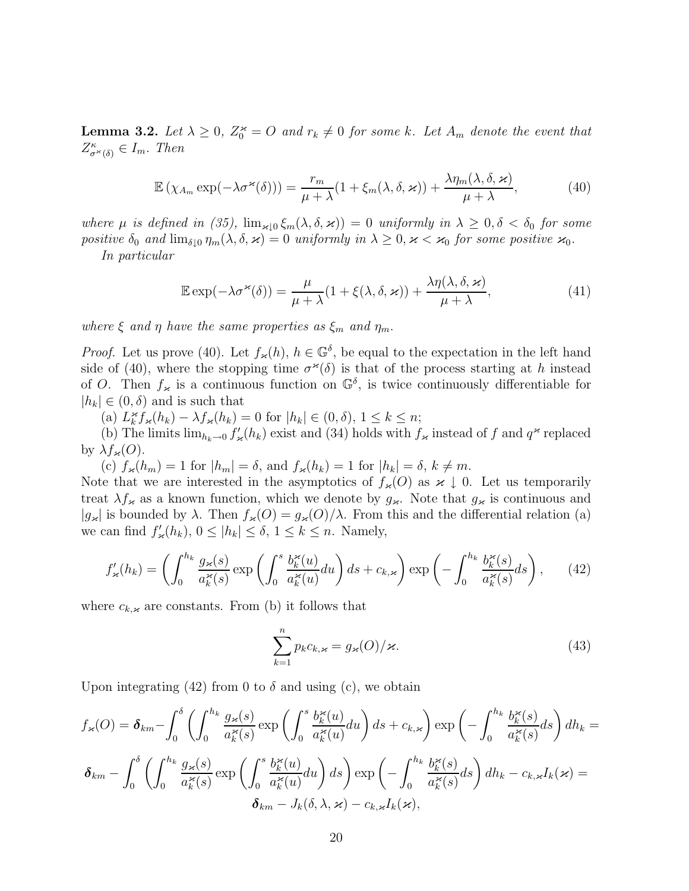**Lemma 3.2.** *Let $\lambda \geq 0$, $Z_0^\varkappa = O$ and $r_k \neq 0$ for some $k$. Let $A_m$ denote the event that $Z^\kappa_{\sigma^\varkappa(\delta)} \in I_m$. Then*

$$\mathbb{E}\left(\chi_{A_m} \exp(-\lambda \sigma^\varkappa(\delta))\right) = \frac{r_m}{\mu+\lambda}(1+\xi_m(\lambda,\delta,\varkappa)) + \frac{\lambda \eta_m(\lambda,\delta,\varkappa)}{\mu+\lambda}, \tag{40}$$

*where $\mu$ is defined in (35), $\lim_{\varkappa\downarrow 0} \xi_m(\lambda,\delta,\varkappa)) = 0$ uniformly in $\lambda \geq 0, \delta < \delta_0$ for some positive $\delta_0$ and $\lim_{\delta\downarrow 0} \eta_m(\lambda,\delta,\varkappa) = 0$ uniformly in $\lambda \geq 0, \varkappa < \varkappa_0$ for some positive $\varkappa_0$.*

*In particular*

$$\mathbb{E}\exp(-\lambda\sigma^\varkappa(\delta)) = \frac{\mu}{\mu+\lambda}(1+\xi(\lambda,\delta,\varkappa)) + \frac{\lambda\eta(\lambda,\delta,\varkappa)}{\mu+\lambda}, \tag{41}$$

*where $\xi$ and $\eta$ have the same properties as $\xi_m$ and $\eta_m$.*

*Proof.* Let us prove (40). Let $f_\varkappa(h)$, $h \in \mathbb{G}^\delta$, be equal to the expectation in the left hand side of (40), where the stopping time $\sigma^\varkappa(\delta)$ is that of the process starting at $h$ instead of $O$. Then $f_\varkappa$ is a continuous function on $\mathbb{G}^\delta$, is twice continuously differentiable for $|h_k| \in (0,\delta)$ and is such that

(a) $L_k^\varkappa f_\varkappa(h_k) - \lambda f_\varkappa(h_k) = 0$ for $|h_k| \in (0,\delta)$, $1 \leq k \leq n$;

(b) The limits $\lim_{h_k\to 0} f'_\varkappa(h_k)$ exist and (34) holds with $f_\varkappa$ instead of $f$ and $q^\varkappa$ replaced by $\lambda f_\varkappa(O)$.

(c) $f_\varkappa(h_m) = 1$ for $|h_m| = \delta$, and $f_\varkappa(h_k) = 1$ for $|h_k| = \delta$, $k \neq m$.

Note that we are interested in the asymptotics of $f_\varkappa(O)$ as $\varkappa \downarrow 0$. Let us temporarily treat $\lambda f_\varkappa$ as a known function, which we denote by $g_\varkappa$. Note that $g_\varkappa$ is continuous and $|g_\varkappa|$ is bounded by $\lambda$. Then $f_\varkappa(O) = g_\varkappa(O)/\lambda$. From this and the differential relation (a) we can find $f'_\varkappa(h_k)$, $0 \leq |h_k| \leq \delta$, $1 \leq k \leq n$. Namely,

$$f'_\varkappa(h_k) = \left(\int_0^{h_k} \frac{g_\varkappa(s)}{a_k^\varkappa(s)} \exp\left(\int_0^s \frac{b_k^\varkappa(u)}{a_k^\varkappa(u)}du\right)ds + c_{k,\varkappa}\right)\exp\left(-\int_0^{h_k}\frac{b_k^\varkappa(s)}{a_k^\varkappa(s)}ds\right), \tag{42}$$

where $c_{k,\varkappa}$ are constants. From (b) it follows that

$$\sum_{k=1}^n p_k c_{k,\varkappa} = g_\varkappa(O)/\varkappa. \tag{43}$$

Upon integrating (42) from 0 to $\delta$ and using (c), we obtain

$$f_\varkappa(O) = \boldsymbol{\delta}_{km} - \int_0^\delta \left(\int_0^{h_k} \frac{g_\varkappa(s)}{a_k^\varkappa(s)} \exp\left(\int_0^s \frac{b_k^\varkappa(u)}{a_k^\varkappa(u)}du\right)ds + c_{k,\varkappa}\right)\exp\left(-\int_0^{h_k}\frac{b_k^\varkappa(s)}{a_k^\varkappa(s)}ds\right)dh_k =$$

$$\boldsymbol{\delta}_{km} - \int_0^\delta \left(\int_0^{h_k} \frac{g_\varkappa(s)}{a_k^\varkappa(s)} \exp\left(\int_0^s \frac{b_k^\varkappa(u)}{a_k^\varkappa(u)}du\right)ds\right)\exp\left(-\int_0^{h_k}\frac{b_k^\varkappa(s)}{a_k^\varkappa(s)}ds\right)dh_k - c_{k,\varkappa} I_k(\varkappa) =$$

$$\boldsymbol{\delta}_{km} - J_k(\delta,\lambda,\varkappa) - c_{k,\varkappa} I_k(\varkappa),$$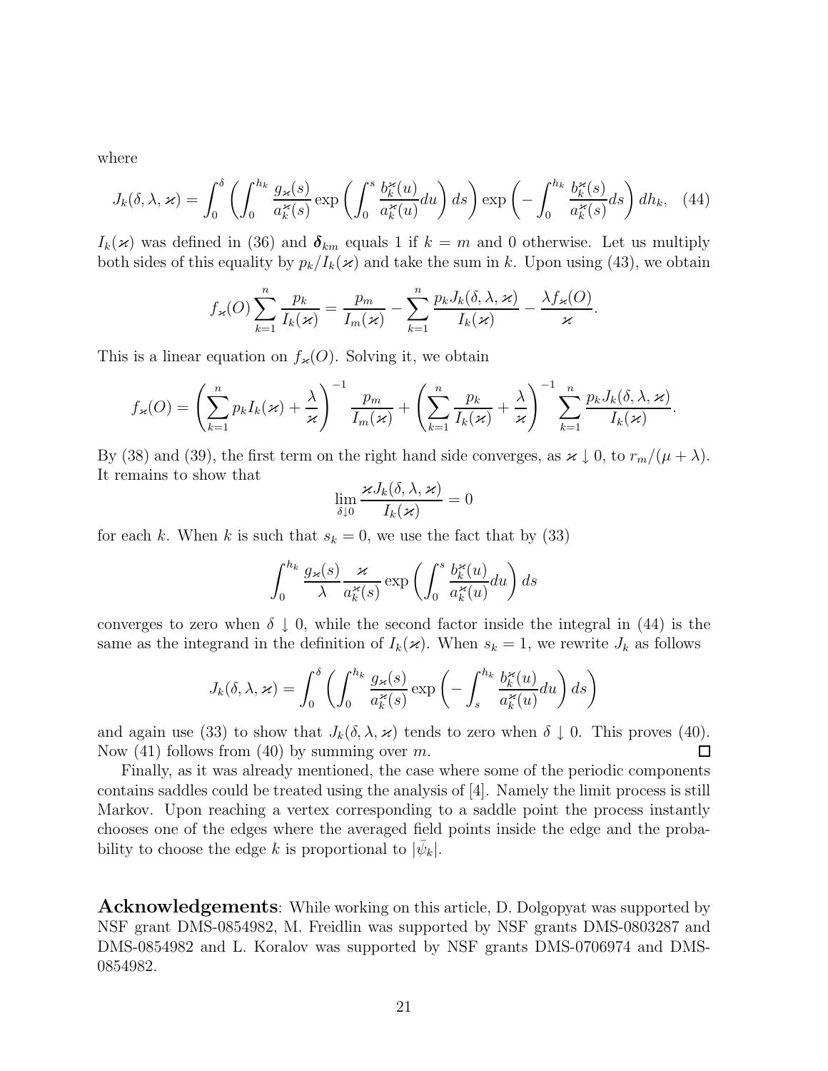where

$$J_k(\delta, \lambda, \varkappa) = \int_0^\delta \left( \int_0^{h_k} \frac{g_\varkappa(s)}{a_k^\varkappa(s)} \exp\left( \int_0^s \frac{b_k^\varkappa(u)}{a_k^\varkappa(u)} du \right) ds \right) \exp\left( -\int_0^{h_k} \frac{b_k^\varkappa(s)}{a_k^\varkappa(s)} ds \right) dh_k, \quad (44)$$

$I_k(\varkappa)$ was defined in (36) and $\boldsymbol{\delta}_{km}$ equals 1 if $k = m$ and 0 otherwise. Let us multiply both sides of this equality by $p_k / I_k(\varkappa)$ and take the sum in $k$. Upon using (43), we obtain

$$f_\varkappa(O) \sum_{k=1}^n \frac{p_k}{I_k(\varkappa)} = \frac{p_m}{I_m(\varkappa)} - \sum_{k=1}^n \frac{p_k J_k(\delta, \lambda, \varkappa)}{I_k(\varkappa)} - \frac{\lambda f_\varkappa(O)}{\varkappa}.$$

This is a linear equation on $f_\varkappa(O)$. Solving it, we obtain

$$f_\varkappa(O) = \left( \sum_{k=1}^n p_k I_k(\varkappa) + \frac{\lambda}{\varkappa} \right)^{-1} \frac{p_m}{I_m(\varkappa)} + \left( \sum_{k=1}^n \frac{p_k}{I_k(\varkappa)} + \frac{\lambda}{\varkappa} \right)^{-1} \sum_{k=1}^n \frac{p_k J_k(\delta, \lambda, \varkappa)}{I_k(\varkappa)}.$$

By (38) and (39), the first term on the right hand side converges, as $\varkappa \downarrow 0$, to $r_m / (\mu + \lambda)$. It remains to show that

$$\lim_{\delta \downarrow 0} \frac{\varkappa J_k(\delta, \lambda, \varkappa)}{I_k(\varkappa)} = 0$$

for each $k$. When $k$ is such that $s_k = 0$, we use the fact that by (33)

$$\int_0^{h_k} \frac{g_\varkappa(s)}{\lambda} \frac{\varkappa}{a_k^\varkappa(s)} \exp\left( \int_0^s \frac{b_k^\varkappa(u)}{a_k^\varkappa(u)} du \right) ds$$

converges to zero when $\delta \downarrow 0$, while the second factor inside the integral in (44) is the same as the integrand in the definition of $I_k(\varkappa)$. When $s_k = 1$, we rewrite $J_k$ as follows

$$J_k(\delta, \lambda, \varkappa) = \int_0^\delta \left( \int_0^{h_k} \frac{g_\varkappa(s)}{a_k^\varkappa(s)} \exp\left( -\int_s^{h_k} \frac{b_k^\varkappa(u)}{a_k^\varkappa(u)} du \right) ds \right)$$

and again use (33) to show that $J_k(\delta, \lambda, \varkappa)$ tends to zero when $\delta \downarrow 0$. This proves (40). Now (41) follows from (40) by summing over $m$. $\square$

Finally, as it was already mentioned, the case where some of the periodic components contains saddles could be treated using the analysis of [4]. Namely the limit process is still Markov. Upon reaching a vertex corresponding to a saddle point the process instantly chooses one of the edges where the averaged field points inside the edge and the probability to choose the edge $k$ is proportional to $|\bar{\psi}_k|$.

**Acknowledgements**: While working on this article, D. Dolgopyat was supported by NSF grant DMS-0854982, M. Freidlin was supported by NSF grants DMS-0803287 and DMS-0854982 and L. Koralov was supported by NSF grants DMS-0706974 and DMS-0854982.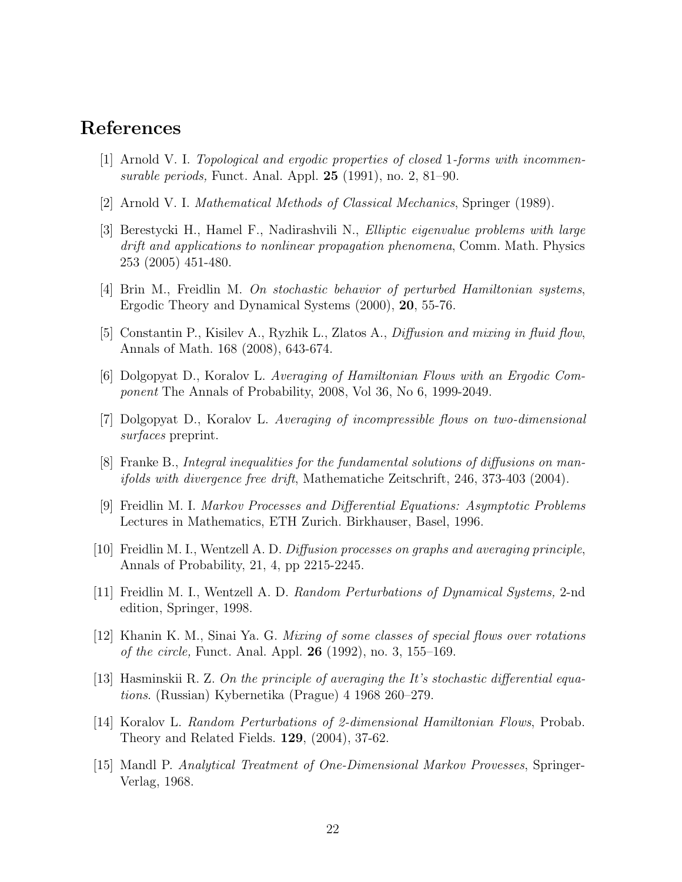# References

[1] Arnold V. I. *Topological and ergodic properties of closed* 1*-forms with incommensurable periods,* Funct. Anal. Appl. **25** (1991), no. 2, 81–90.

[2] Arnold V. I. *Mathematical Methods of Classical Mechanics*, Springer (1989).

[3] Berestycki H., Hamel F., Nadirashvili N., *Elliptic eigenvalue problems with large drift and applications to nonlinear propagation phenomena*, Comm. Math. Physics 253 (2005) 451-480.

[4] Brin M., Freidlin M. *On stochastic behavior of perturbed Hamiltonian systems*, Ergodic Theory and Dynamical Systems (2000), **20**, 55-76.

[5] Constantin P., Kisilev A., Ryzhik L., Zlatos A., *Diffusion and mixing in fluid flow*, Annals of Math. 168 (2008), 643-674.

[6] Dolgopyat D., Koralov L. *Averaging of Hamiltonian Flows with an Ergodic Component* The Annals of Probability, 2008, Vol 36, No 6, 1999-2049.

[7] Dolgopyat D., Koralov L. *Averaging of incompressible flows on two-dimensional surfaces* preprint.

[8] Franke B., *Integral inequalities for the fundamental solutions of diffusions on manifolds with divergence free drift*, Mathematiche Zeitschrift, 246, 373-403 (2004).

[9] Freidlin M. I. *Markov Processes and Differential Equations: Asymptotic Problems* Lectures in Mathematics, ETH Zurich. Birkhauser, Basel, 1996.

[10] Freidlin M. I., Wentzell A. D. *Diffusion processes on graphs and averaging principle*, Annals of Probability, 21, 4, pp 2215-2245.

[11] Freidlin M. I., Wentzell A. D. *Random Perturbations of Dynamical Systems,* 2-nd edition, Springer, 1998.

[12] Khanin K. M., Sinai Ya. G. *Mixing of some classes of special flows over rotations of the circle,* Funct. Anal. Appl. **26** (1992), no. 3, 155–169.

[13] Hasminskii R. Z. *On the principle of averaging the It's stochastic differential equations*. (Russian) Kybernetika (Prague) 4 1968 260–279.

[14] Koralov L. *Random Perturbations of 2-dimensional Hamiltonian Flows*, Probab. Theory and Related Fields. **129**, (2004), 37-62.

[15] Mandl P. *Analytical Treatment of One-Dimensional Markov Provesses*, Springer-Verlag, 1968.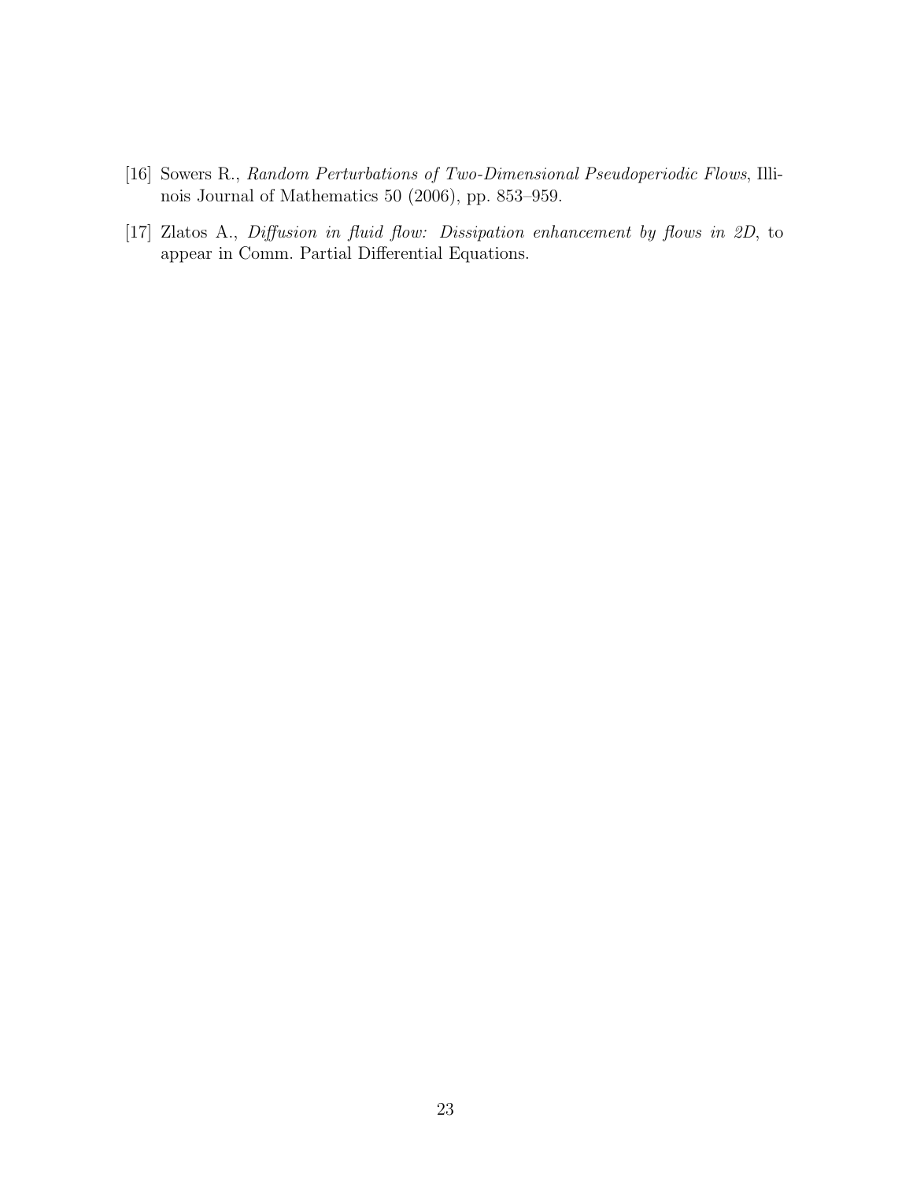[16] Sowers R., *Random Perturbations of Two-Dimensional Pseudoperiodic Flows*, Illinois Journal of Mathematics 50 (2006), pp. 853–959.

[17] Zlatos A., *Diffusion in fluid flow: Dissipation enhancement by flows in 2D*, to appear in Comm. Partial Differential Equations.